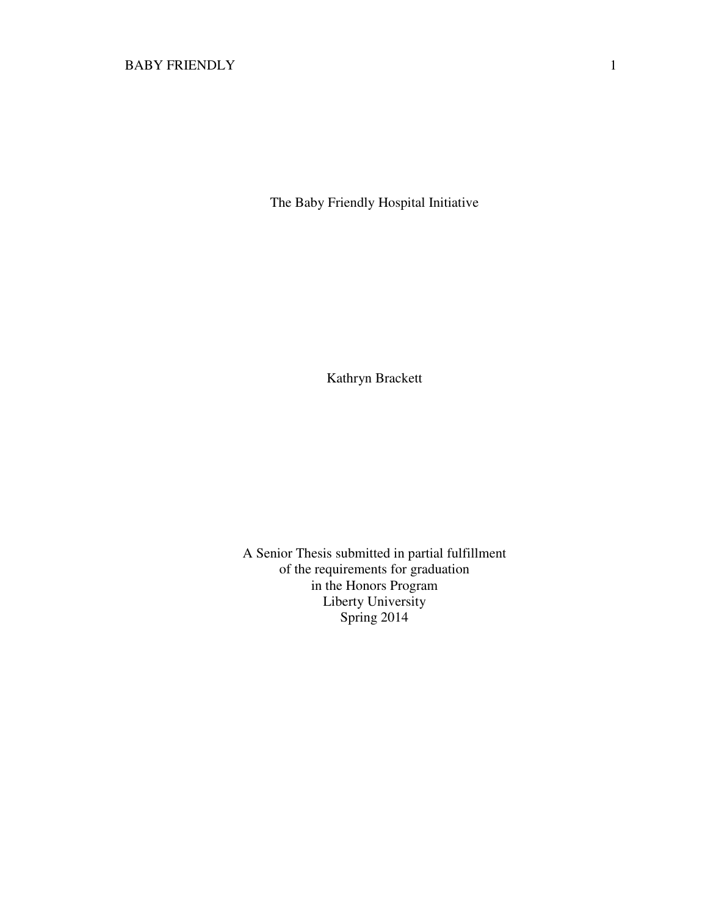# The Baby Friendly Hospital Initiative

Kathryn Brackett

A Senior Thesis submitted in partial fulfillment
of the requirements for graduation
in the Honors Program
Liberty University
Spring 2014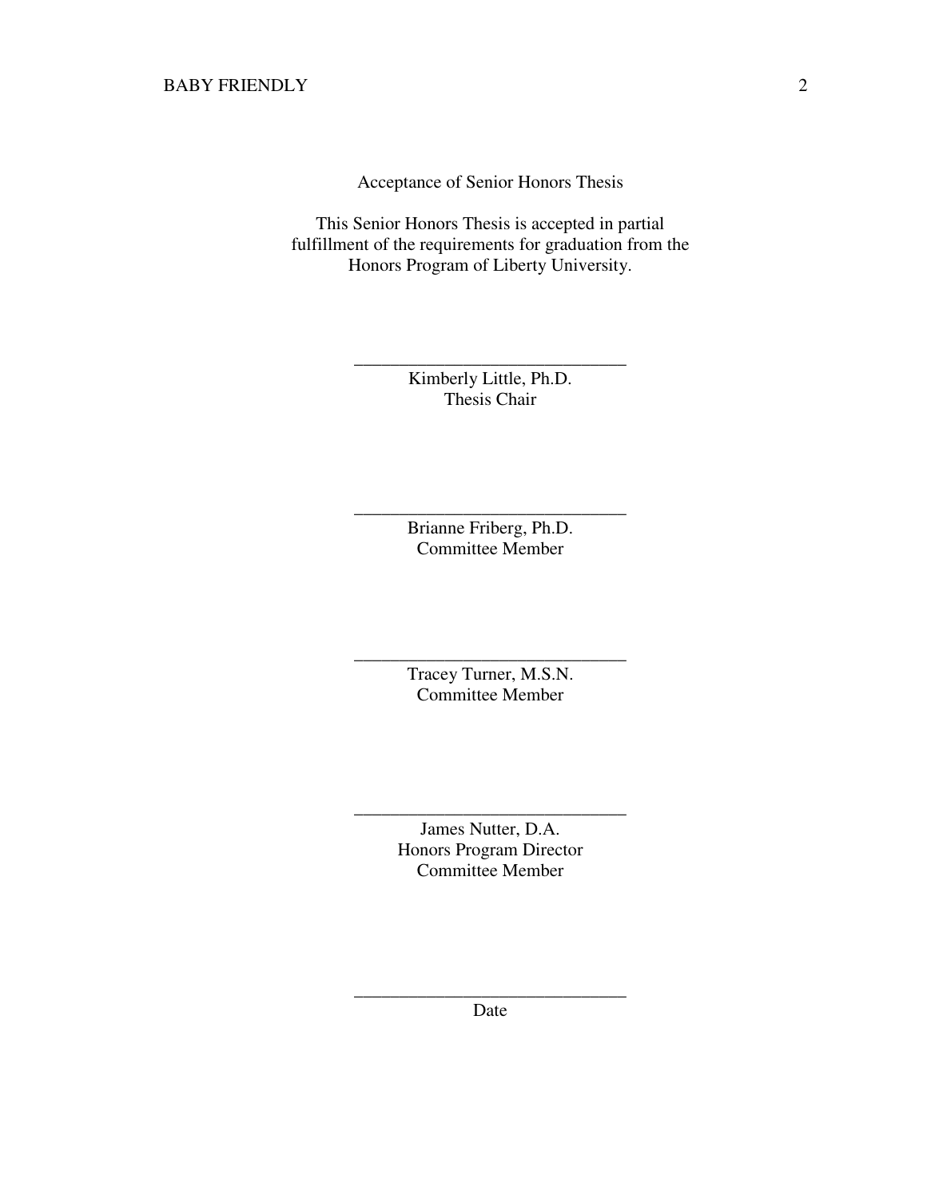Acceptance of Senior Honors Thesis

This Senior Honors Thesis is accepted in partial fulfillment of the requirements for graduation from the Honors Program of Liberty University.

______________________________
Kimberly Little, Ph.D.
Thesis Chair

______________________________
Brianne Friberg, Ph.D.
Committee Member

______________________________
Tracey Turner, M.S.N.
Committee Member

______________________________
James Nutter, D.A.
Honors Program Director
Committee Member

______________________________
Date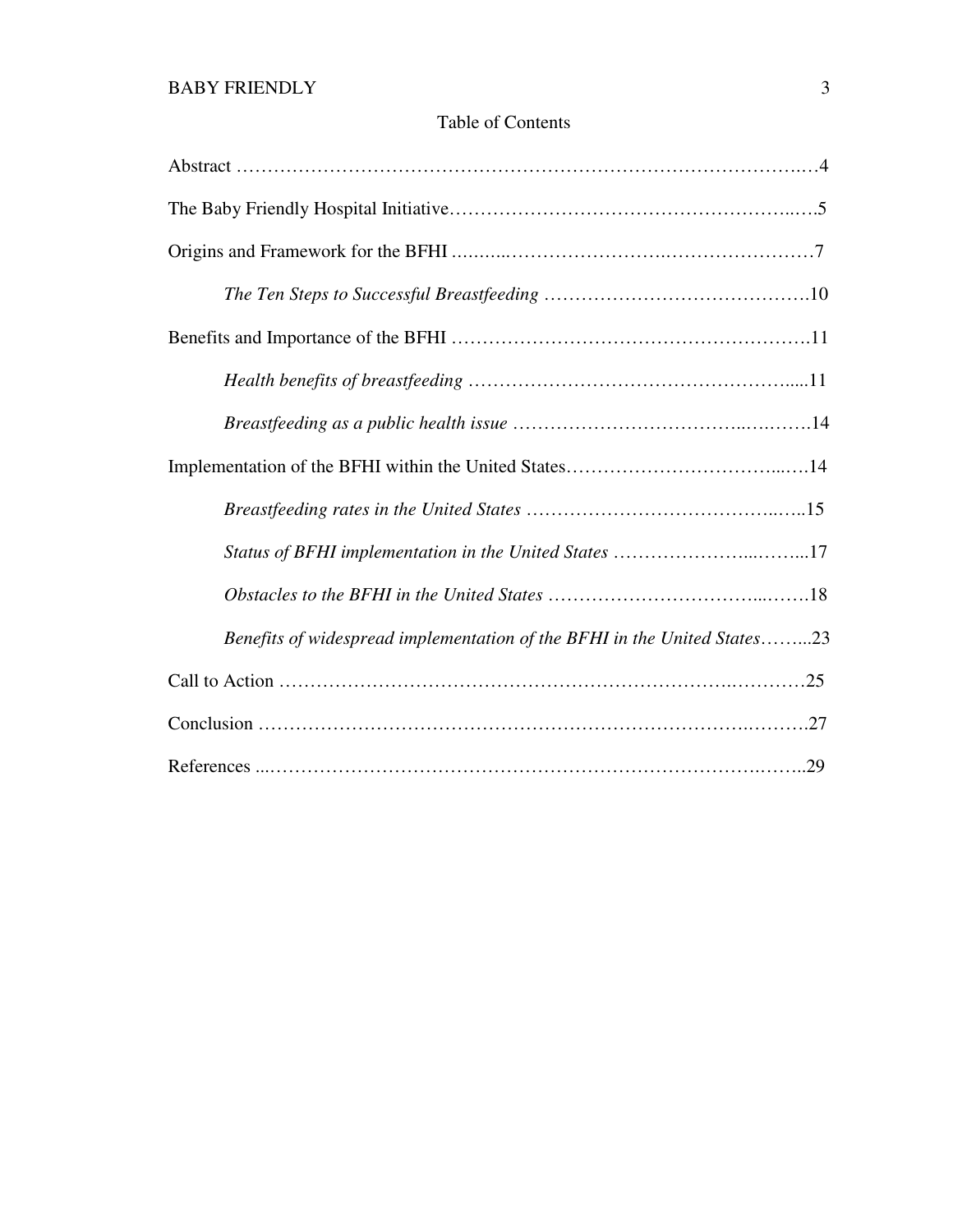## Table of Contents

Abstract ……………………………………………………………………………….…4

The Baby Friendly Hospital Initiative……………………………………………...….5

Origins and Framework for the BFHI ….......……………………….……………………7

*The Ten Steps to Successful Breastfeeding* …………………………………….10

Benefits and Importance of the BFHI ……………………………………………….11

*Health benefits of breastfeeding* ……………………………………………....11

*Breastfeeding as a public health issue* ……………………………..….…….14

Implementation of the BFHI within the United States……………………………...…14

*Breastfeeding rates in the United States* …………………………………..…..15

*Status of BFHI implementation in the United States* …………………...……...17

*Obstacles to the BFHI in the United States* ……………………………...…….18

*Benefits of widespread implementation of the BFHI in the United States*……...23

Call to Action ……………………………………….………………………….…………25

Conclusion …………………………………………………………………….……….27

References ...……………………………………………………………………….……..29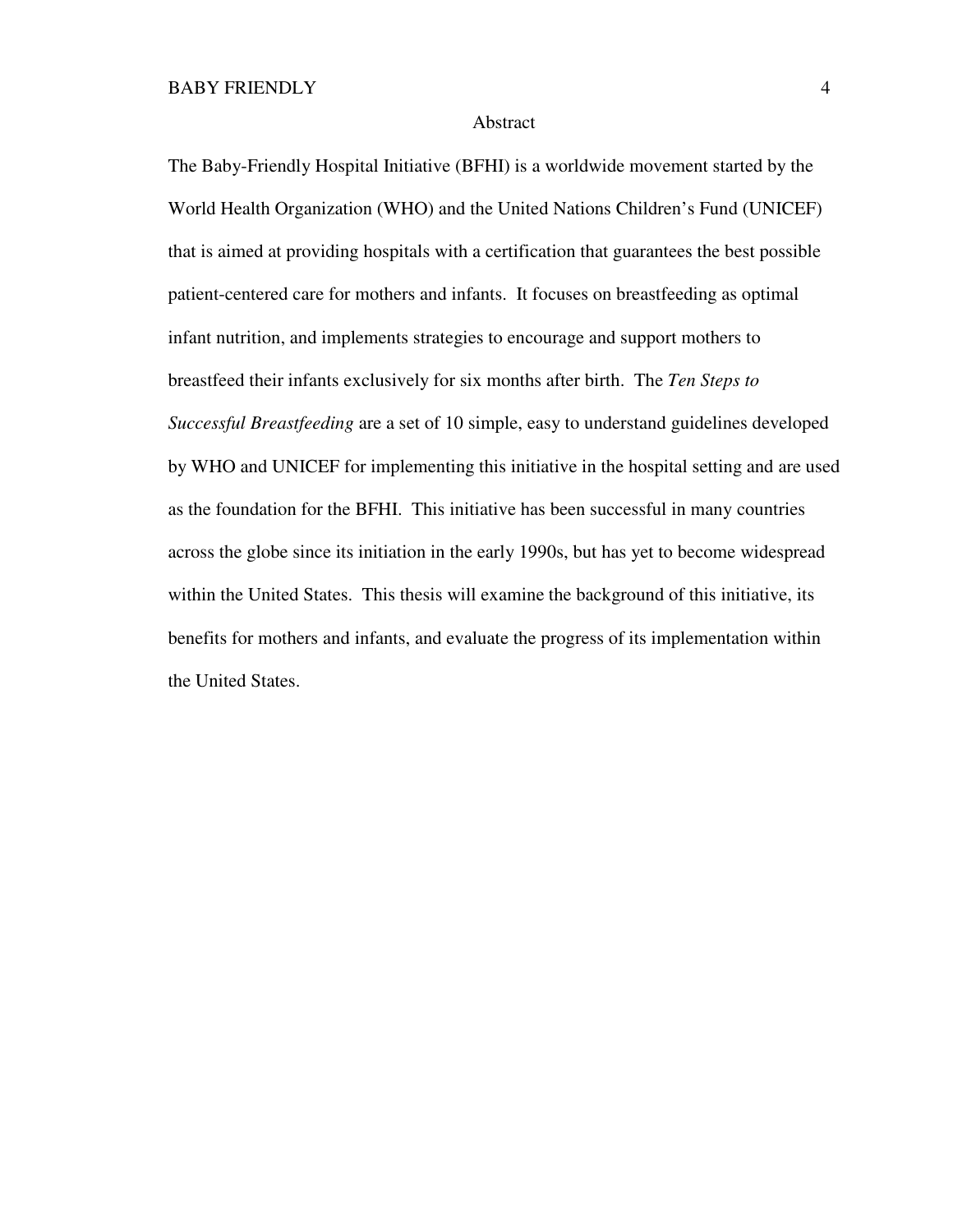# Abstract

The Baby-Friendly Hospital Initiative (BFHI) is a worldwide movement started by the World Health Organization (WHO) and the United Nations Children's Fund (UNICEF) that is aimed at providing hospitals with a certification that guarantees the best possible patient-centered care for mothers and infants. It focuses on breastfeeding as optimal infant nutrition, and implements strategies to encourage and support mothers to breastfeed their infants exclusively for six months after birth. The *Ten Steps to Successful Breastfeeding* are a set of 10 simple, easy to understand guidelines developed by WHO and UNICEF for implementing this initiative in the hospital setting and are used as the foundation for the BFHI. This initiative has been successful in many countries across the globe since its initiation in the early 1990s, but has yet to become widespread within the United States. This thesis will examine the background of this initiative, its benefits for mothers and infants, and evaluate the progress of its implementation within the United States.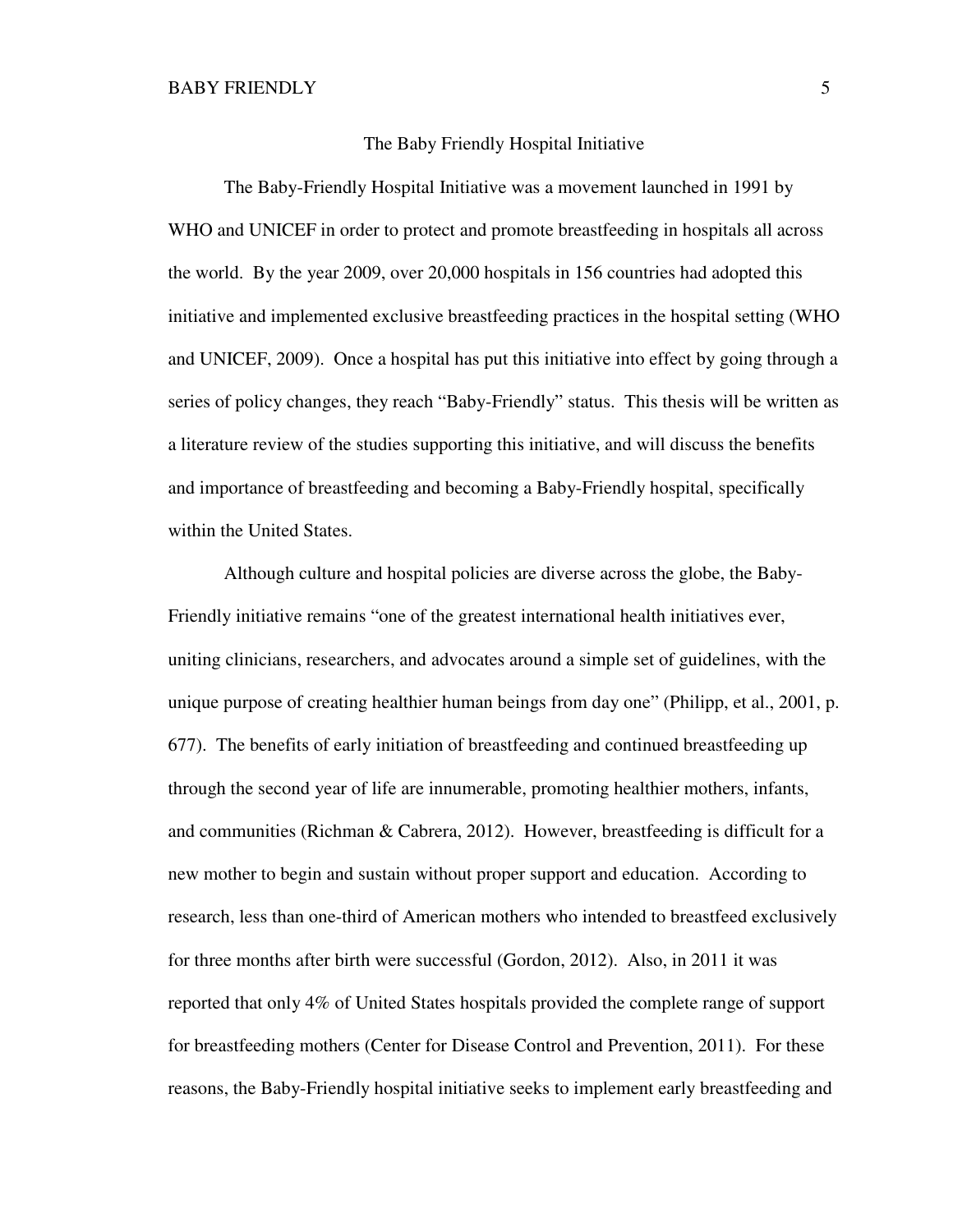## The Baby Friendly Hospital Initiative

The Baby-Friendly Hospital Initiative was a movement launched in 1991 by WHO and UNICEF in order to protect and promote breastfeeding in hospitals all across the world. By the year 2009, over 20,000 hospitals in 156 countries had adopted this initiative and implemented exclusive breastfeeding practices in the hospital setting (WHO and UNICEF, 2009). Once a hospital has put this initiative into effect by going through a series of policy changes, they reach "Baby-Friendly" status. This thesis will be written as a literature review of the studies supporting this initiative, and will discuss the benefits and importance of breastfeeding and becoming a Baby-Friendly hospital, specifically within the United States.

Although culture and hospital policies are diverse across the globe, the Baby-Friendly initiative remains "one of the greatest international health initiatives ever, uniting clinicians, researchers, and advocates around a simple set of guidelines, with the unique purpose of creating healthier human beings from day one" (Philipp, et al., 2001, p. 677). The benefits of early initiation of breastfeeding and continued breastfeeding up through the second year of life are innumerable, promoting healthier mothers, infants, and communities (Richman & Cabrera, 2012). However, breastfeeding is difficult for a new mother to begin and sustain without proper support and education. According to research, less than one-third of American mothers who intended to breastfeed exclusively for three months after birth were successful (Gordon, 2012). Also, in 2011 it was reported that only 4% of United States hospitals provided the complete range of support for breastfeeding mothers (Center for Disease Control and Prevention, 2011). For these reasons, the Baby-Friendly hospital initiative seeks to implement early breastfeeding and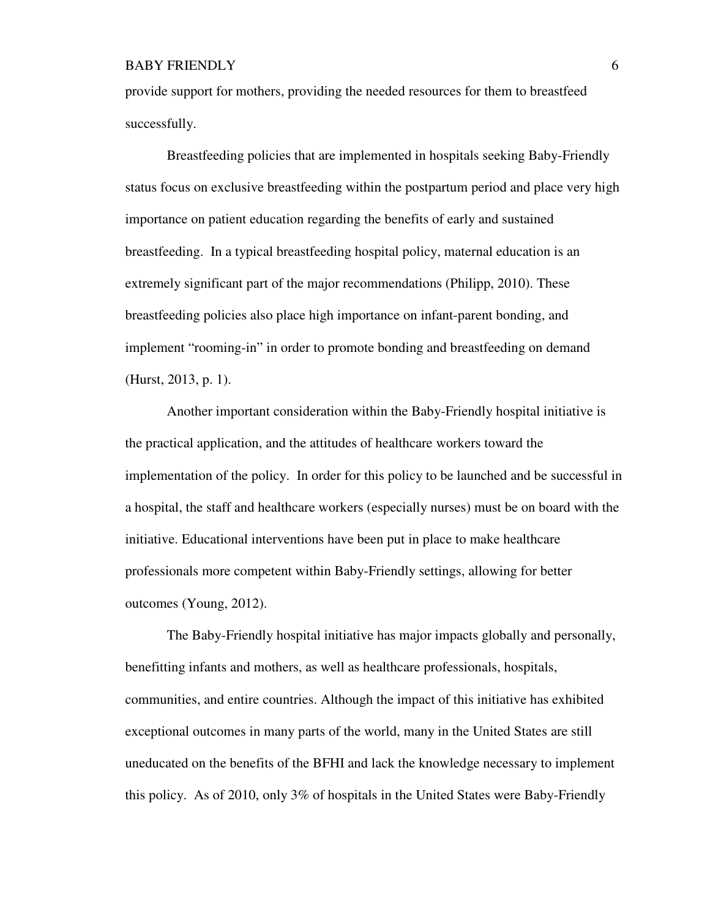provide support for mothers, providing the needed resources for them to breastfeed successfully.

Breastfeeding policies that are implemented in hospitals seeking Baby-Friendly status focus on exclusive breastfeeding within the postpartum period and place very high importance on patient education regarding the benefits of early and sustained breastfeeding. In a typical breastfeeding hospital policy, maternal education is an extremely significant part of the major recommendations (Philipp, 2010). These breastfeeding policies also place high importance on infant-parent bonding, and implement "rooming-in" in order to promote bonding and breastfeeding on demand (Hurst, 2013, p. 1).

Another important consideration within the Baby-Friendly hospital initiative is the practical application, and the attitudes of healthcare workers toward the implementation of the policy. In order for this policy to be launched and be successful in a hospital, the staff and healthcare workers (especially nurses) must be on board with the initiative. Educational interventions have been put in place to make healthcare professionals more competent within Baby-Friendly settings, allowing for better outcomes (Young, 2012).

The Baby-Friendly hospital initiative has major impacts globally and personally, benefitting infants and mothers, as well as healthcare professionals, hospitals, communities, and entire countries. Although the impact of this initiative has exhibited exceptional outcomes in many parts of the world, many in the United States are still uneducated on the benefits of the BFHI and lack the knowledge necessary to implement this policy. As of 2010, only 3% of hospitals in the United States were Baby-Friendly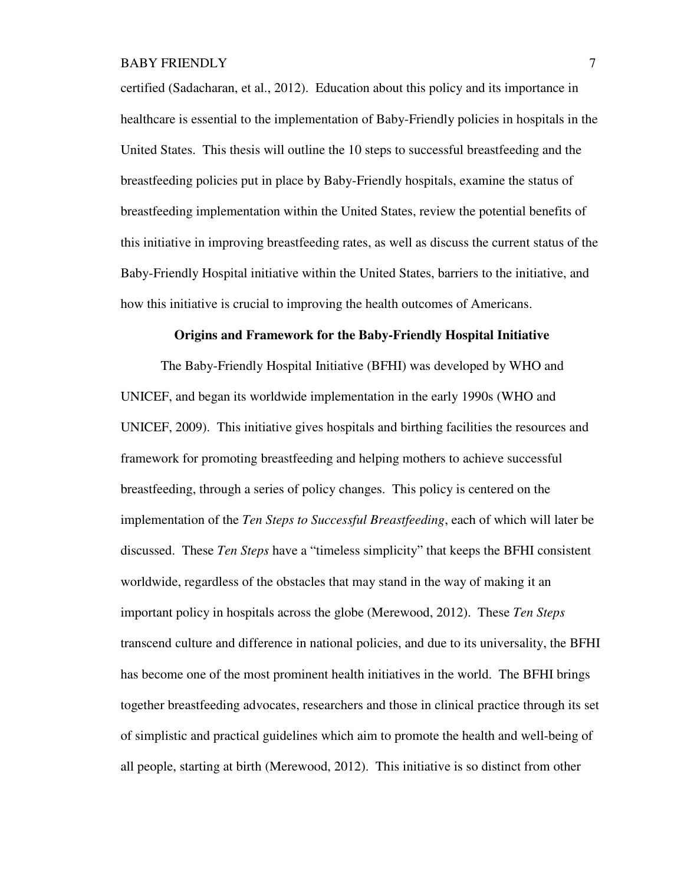certified (Sadacharan, et al., 2012). Education about this policy and its importance in healthcare is essential to the implementation of Baby-Friendly policies in hospitals in the United States. This thesis will outline the 10 steps to successful breastfeeding and the breastfeeding policies put in place by Baby-Friendly hospitals, examine the status of breastfeeding implementation within the United States, review the potential benefits of this initiative in improving breastfeeding rates, as well as discuss the current status of the Baby-Friendly Hospital initiative within the United States, barriers to the initiative, and how this initiative is crucial to improving the health outcomes of Americans.

## Origins and Framework for the Baby-Friendly Hospital Initiative

The Baby-Friendly Hospital Initiative (BFHI) was developed by WHO and UNICEF, and began its worldwide implementation in the early 1990s (WHO and UNICEF, 2009). This initiative gives hospitals and birthing facilities the resources and framework for promoting breastfeeding and helping mothers to achieve successful breastfeeding, through a series of policy changes. This policy is centered on the implementation of the *Ten Steps to Successful Breastfeeding*, each of which will later be discussed. These *Ten Steps* have a "timeless simplicity" that keeps the BFHI consistent worldwide, regardless of the obstacles that may stand in the way of making it an important policy in hospitals across the globe (Merewood, 2012). These *Ten Steps* transcend culture and difference in national policies, and due to its universality, the BFHI has become one of the most prominent health initiatives in the world. The BFHI brings together breastfeeding advocates, researchers and those in clinical practice through its set of simplistic and practical guidelines which aim to promote the health and well-being of all people, starting at birth (Merewood, 2012). This initiative is so distinct from other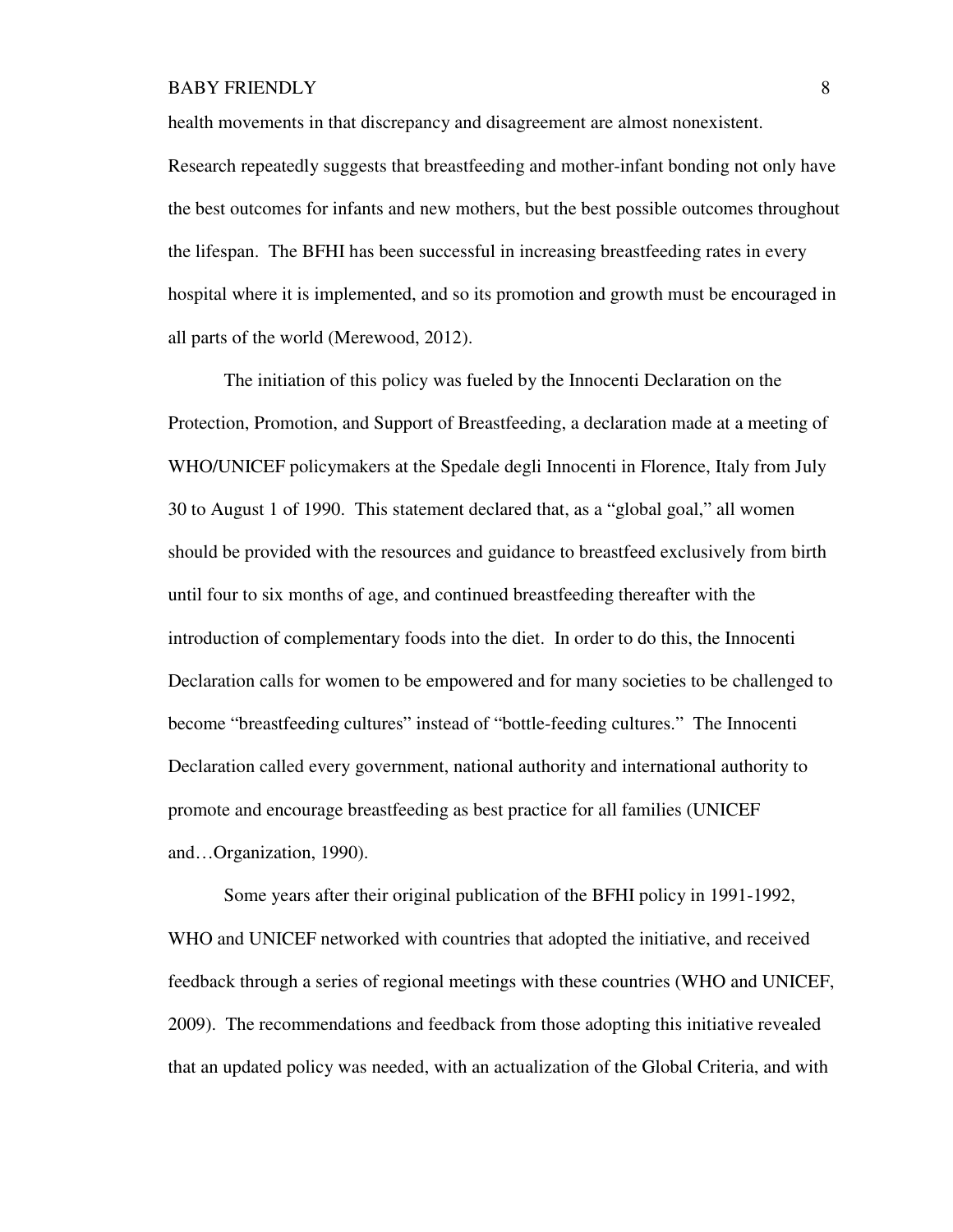health movements in that discrepancy and disagreement are almost nonexistent. Research repeatedly suggests that breastfeeding and mother-infant bonding not only have the best outcomes for infants and new mothers, but the best possible outcomes throughout the lifespan. The BFHI has been successful in increasing breastfeeding rates in every hospital where it is implemented, and so its promotion and growth must be encouraged in all parts of the world (Merewood, 2012).

The initiation of this policy was fueled by the Innocenti Declaration on the Protection, Promotion, and Support of Breastfeeding, a declaration made at a meeting of WHO/UNICEF policymakers at the Spedale degli Innocenti in Florence, Italy from July 30 to August 1 of 1990. This statement declared that, as a "global goal," all women should be provided with the resources and guidance to breastfeed exclusively from birth until four to six months of age, and continued breastfeeding thereafter with the introduction of complementary foods into the diet. In order to do this, the Innocenti Declaration calls for women to be empowered and for many societies to be challenged to become "breastfeeding cultures" instead of "bottle-feeding cultures." The Innocenti Declaration called every government, national authority and international authority to promote and encourage breastfeeding as best practice for all families (UNICEF and…Organization, 1990).

Some years after their original publication of the BFHI policy in 1991-1992, WHO and UNICEF networked with countries that adopted the initiative, and received feedback through a series of regional meetings with these countries (WHO and UNICEF, 2009). The recommendations and feedback from those adopting this initiative revealed that an updated policy was needed, with an actualization of the Global Criteria, and with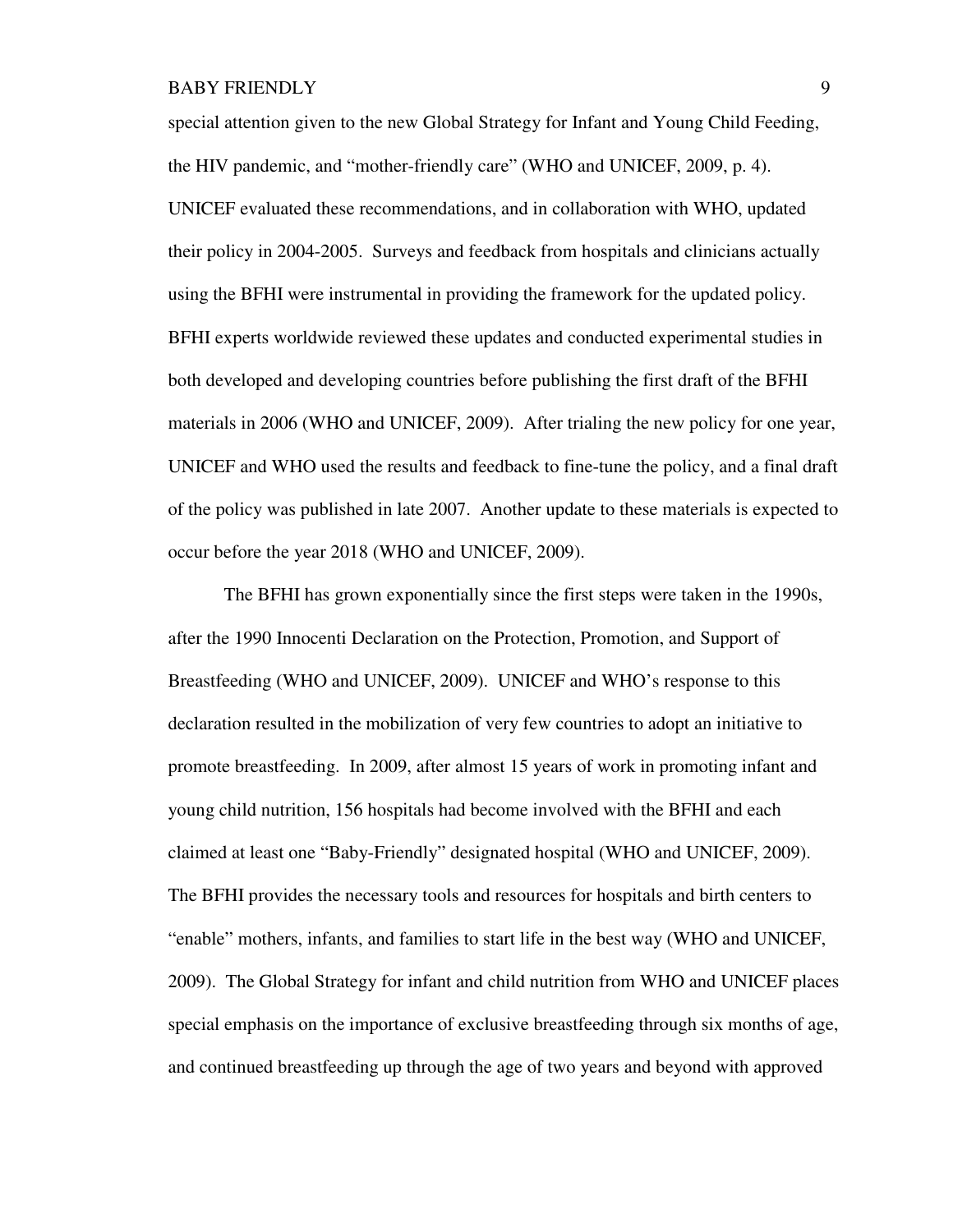special attention given to the new Global Strategy for Infant and Young Child Feeding, the HIV pandemic, and "mother-friendly care" (WHO and UNICEF, 2009, p. 4). UNICEF evaluated these recommendations, and in collaboration with WHO, updated their policy in 2004-2005. Surveys and feedback from hospitals and clinicians actually using the BFHI were instrumental in providing the framework for the updated policy. BFHI experts worldwide reviewed these updates and conducted experimental studies in both developed and developing countries before publishing the first draft of the BFHI materials in 2006 (WHO and UNICEF, 2009). After trialing the new policy for one year, UNICEF and WHO used the results and feedback to fine-tune the policy, and a final draft of the policy was published in late 2007. Another update to these materials is expected to occur before the year 2018 (WHO and UNICEF, 2009).

The BFHI has grown exponentially since the first steps were taken in the 1990s, after the 1990 Innocenti Declaration on the Protection, Promotion, and Support of Breastfeeding (WHO and UNICEF, 2009). UNICEF and WHO's response to this declaration resulted in the mobilization of very few countries to adopt an initiative to promote breastfeeding. In 2009, after almost 15 years of work in promoting infant and young child nutrition, 156 hospitals had become involved with the BFHI and each claimed at least one "Baby-Friendly" designated hospital (WHO and UNICEF, 2009). The BFHI provides the necessary tools and resources for hospitals and birth centers to "enable" mothers, infants, and families to start life in the best way (WHO and UNICEF, 2009). The Global Strategy for infant and child nutrition from WHO and UNICEF places special emphasis on the importance of exclusive breastfeeding through six months of age, and continued breastfeeding up through the age of two years and beyond with approved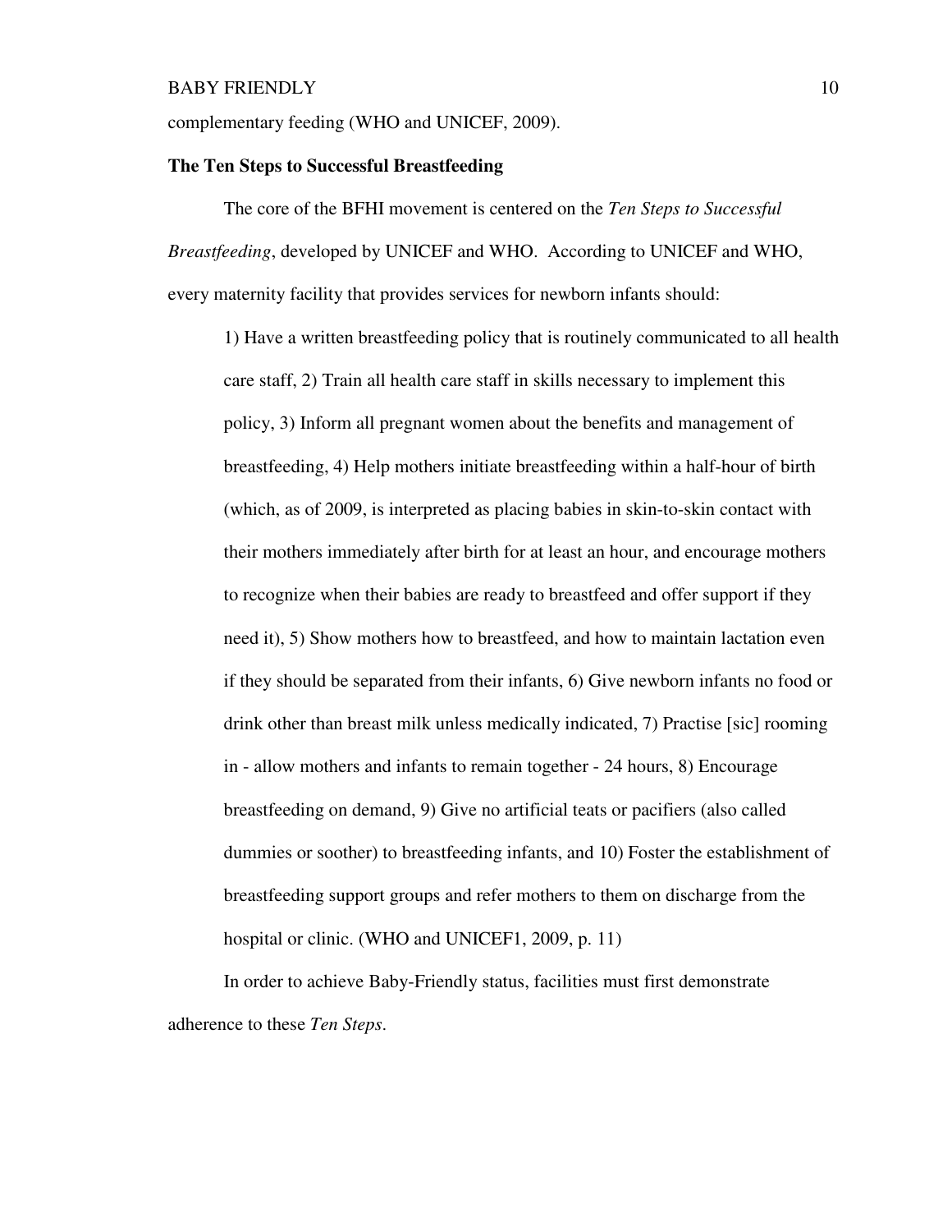complementary feeding (WHO and UNICEF, 2009).

**The Ten Steps to Successful Breastfeeding**

The core of the BFHI movement is centered on the *Ten Steps to Successful Breastfeeding*, developed by UNICEF and WHO. According to UNICEF and WHO, every maternity facility that provides services for newborn infants should:

> 1) Have a written breastfeeding policy that is routinely communicated to all health care staff, 2) Train all health care staff in skills necessary to implement this policy, 3) Inform all pregnant women about the benefits and management of breastfeeding, 4) Help mothers initiate breastfeeding within a half-hour of birth (which, as of 2009, is interpreted as placing babies in skin-to-skin contact with their mothers immediately after birth for at least an hour, and encourage mothers to recognize when their babies are ready to breastfeed and offer support if they need it), 5) Show mothers how to breastfeed, and how to maintain lactation even if they should be separated from their infants, 6) Give newborn infants no food or drink other than breast milk unless medically indicated, 7) Practise [sic] rooming in - allow mothers and infants to remain together - 24 hours, 8) Encourage breastfeeding on demand, 9) Give no artificial teats or pacifiers (also called dummies or soother) to breastfeeding infants, and 10) Foster the establishment of breastfeeding support groups and refer mothers to them on discharge from the hospital or clinic. (WHO and UNICEF1, 2009, p. 11)

In order to achieve Baby-Friendly status, facilities must first demonstrate adherence to these *Ten Steps*.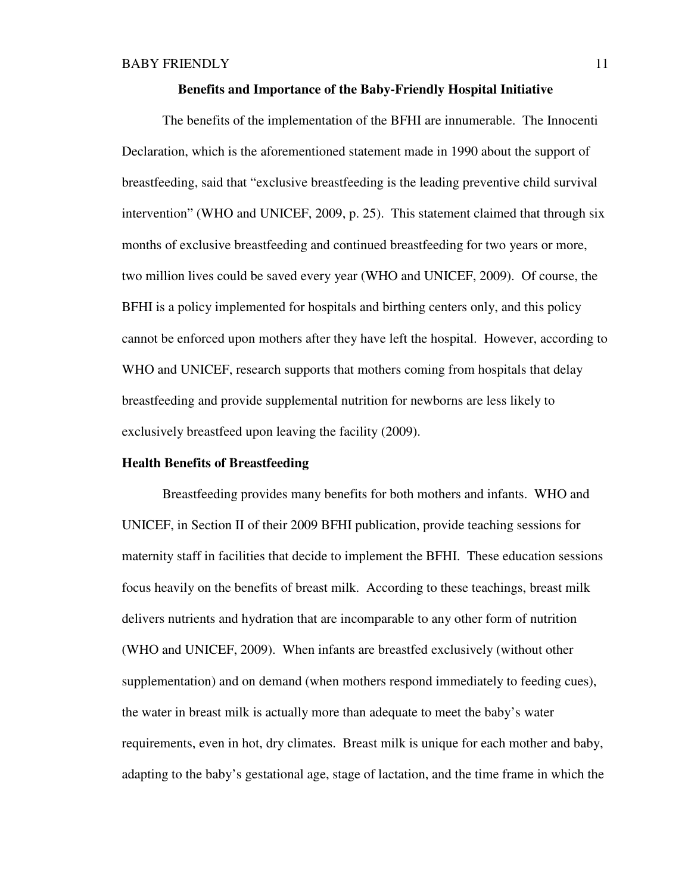## Benefits and Importance of the Baby-Friendly Hospital Initiative

The benefits of the implementation of the BFHI are innumerable. The Innocenti Declaration, which is the aforementioned statement made in 1990 about the support of breastfeeding, said that "exclusive breastfeeding is the leading preventive child survival intervention" (WHO and UNICEF, 2009, p. 25). This statement claimed that through six months of exclusive breastfeeding and continued breastfeeding for two years or more, two million lives could be saved every year (WHO and UNICEF, 2009). Of course, the BFHI is a policy implemented for hospitals and birthing centers only, and this policy cannot be enforced upon mothers after they have left the hospital. However, according to WHO and UNICEF, research supports that mothers coming from hospitals that delay breastfeeding and provide supplemental nutrition for newborns are less likely to exclusively breastfeed upon leaving the facility (2009).

### Health Benefits of Breastfeeding

Breastfeeding provides many benefits for both mothers and infants. WHO and UNICEF, in Section II of their 2009 BFHI publication, provide teaching sessions for maternity staff in facilities that decide to implement the BFHI. These education sessions focus heavily on the benefits of breast milk. According to these teachings, breast milk delivers nutrients and hydration that are incomparable to any other form of nutrition (WHO and UNICEF, 2009). When infants are breastfed exclusively (without other supplementation) and on demand (when mothers respond immediately to feeding cues), the water in breast milk is actually more than adequate to meet the baby's water requirements, even in hot, dry climates. Breast milk is unique for each mother and baby, adapting to the baby's gestational age, stage of lactation, and the time frame in which the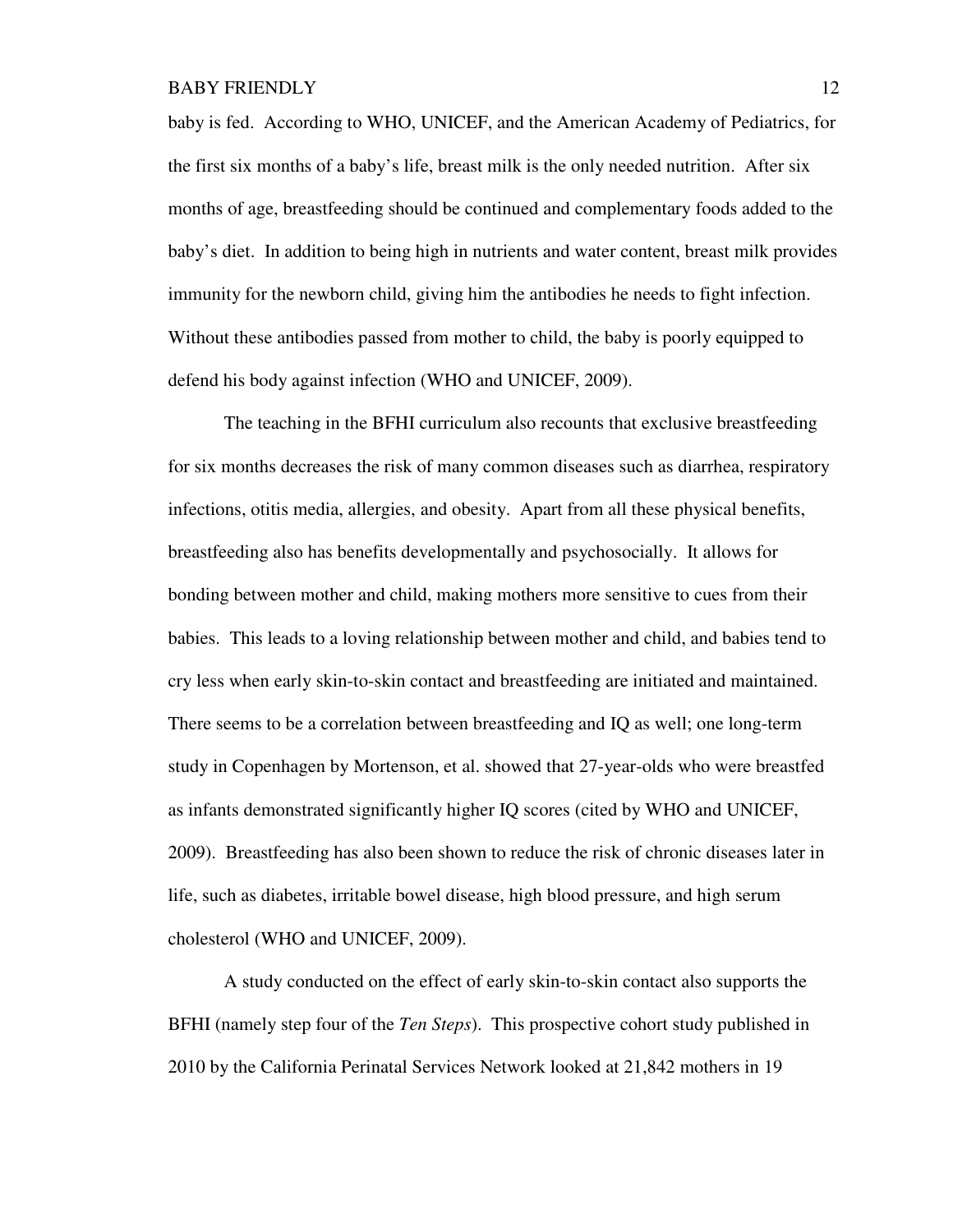baby is fed. According to WHO, UNICEF, and the American Academy of Pediatrics, for the first six months of a baby's life, breast milk is the only needed nutrition. After six months of age, breastfeeding should be continued and complementary foods added to the baby's diet. In addition to being high in nutrients and water content, breast milk provides immunity for the newborn child, giving him the antibodies he needs to fight infection. Without these antibodies passed from mother to child, the baby is poorly equipped to defend his body against infection (WHO and UNICEF, 2009).

The teaching in the BFHI curriculum also recounts that exclusive breastfeeding for six months decreases the risk of many common diseases such as diarrhea, respiratory infections, otitis media, allergies, and obesity. Apart from all these physical benefits, breastfeeding also has benefits developmentally and psychosocially. It allows for bonding between mother and child, making mothers more sensitive to cues from their babies. This leads to a loving relationship between mother and child, and babies tend to cry less when early skin-to-skin contact and breastfeeding are initiated and maintained. There seems to be a correlation between breastfeeding and IQ as well; one long-term study in Copenhagen by Mortenson, et al. showed that 27-year-olds who were breastfed as infants demonstrated significantly higher IQ scores (cited by WHO and UNICEF, 2009). Breastfeeding has also been shown to reduce the risk of chronic diseases later in life, such as diabetes, irritable bowel disease, high blood pressure, and high serum cholesterol (WHO and UNICEF, 2009).

A study conducted on the effect of early skin-to-skin contact also supports the BFHI (namely step four of the *Ten Steps*). This prospective cohort study published in 2010 by the California Perinatal Services Network looked at 21,842 mothers in 19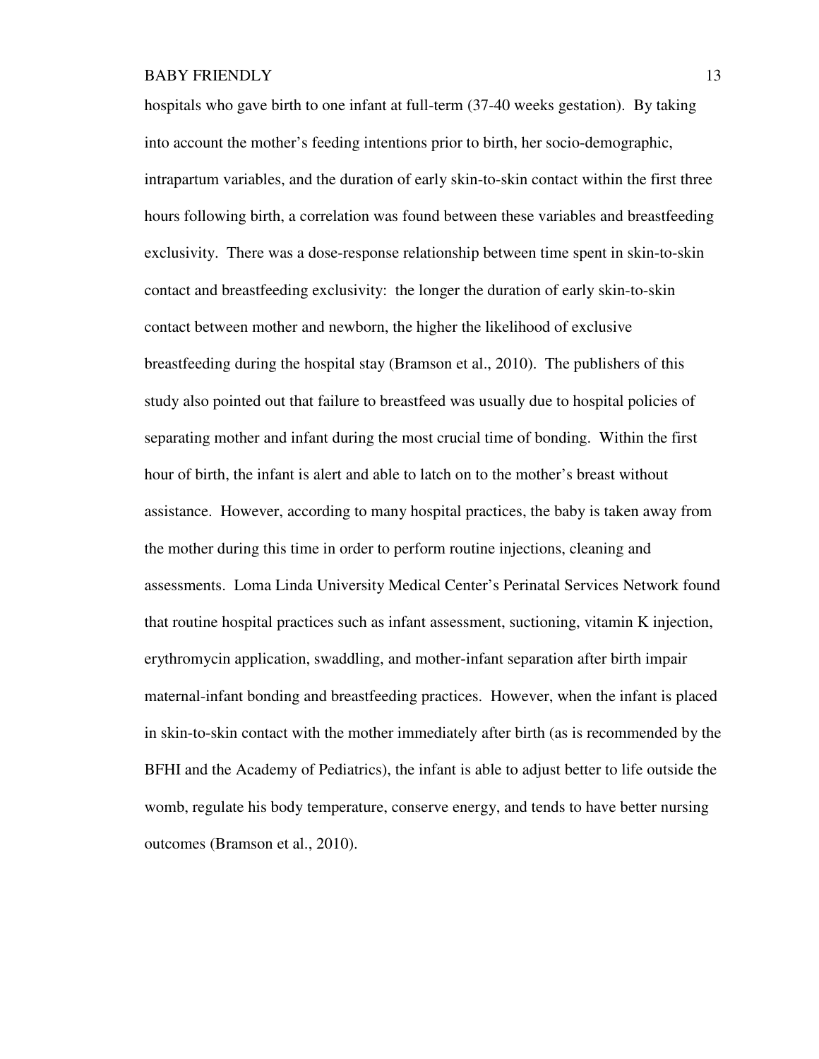hospitals who gave birth to one infant at full-term (37-40 weeks gestation). By taking into account the mother's feeding intentions prior to birth, her socio-demographic, intrapartum variables, and the duration of early skin-to-skin contact within the first three hours following birth, a correlation was found between these variables and breastfeeding exclusivity. There was a dose-response relationship between time spent in skin-to-skin contact and breastfeeding exclusivity: the longer the duration of early skin-to-skin contact between mother and newborn, the higher the likelihood of exclusive breastfeeding during the hospital stay (Bramson et al., 2010). The publishers of this study also pointed out that failure to breastfeed was usually due to hospital policies of separating mother and infant during the most crucial time of bonding. Within the first hour of birth, the infant is alert and able to latch on to the mother's breast without assistance. However, according to many hospital practices, the baby is taken away from the mother during this time in order to perform routine injections, cleaning and assessments. Loma Linda University Medical Center's Perinatal Services Network found that routine hospital practices such as infant assessment, suctioning, vitamin K injection, erythromycin application, swaddling, and mother-infant separation after birth impair maternal-infant bonding and breastfeeding practices. However, when the infant is placed in skin-to-skin contact with the mother immediately after birth (as is recommended by the BFHI and the Academy of Pediatrics), the infant is able to adjust better to life outside the womb, regulate his body temperature, conserve energy, and tends to have better nursing outcomes (Bramson et al., 2010).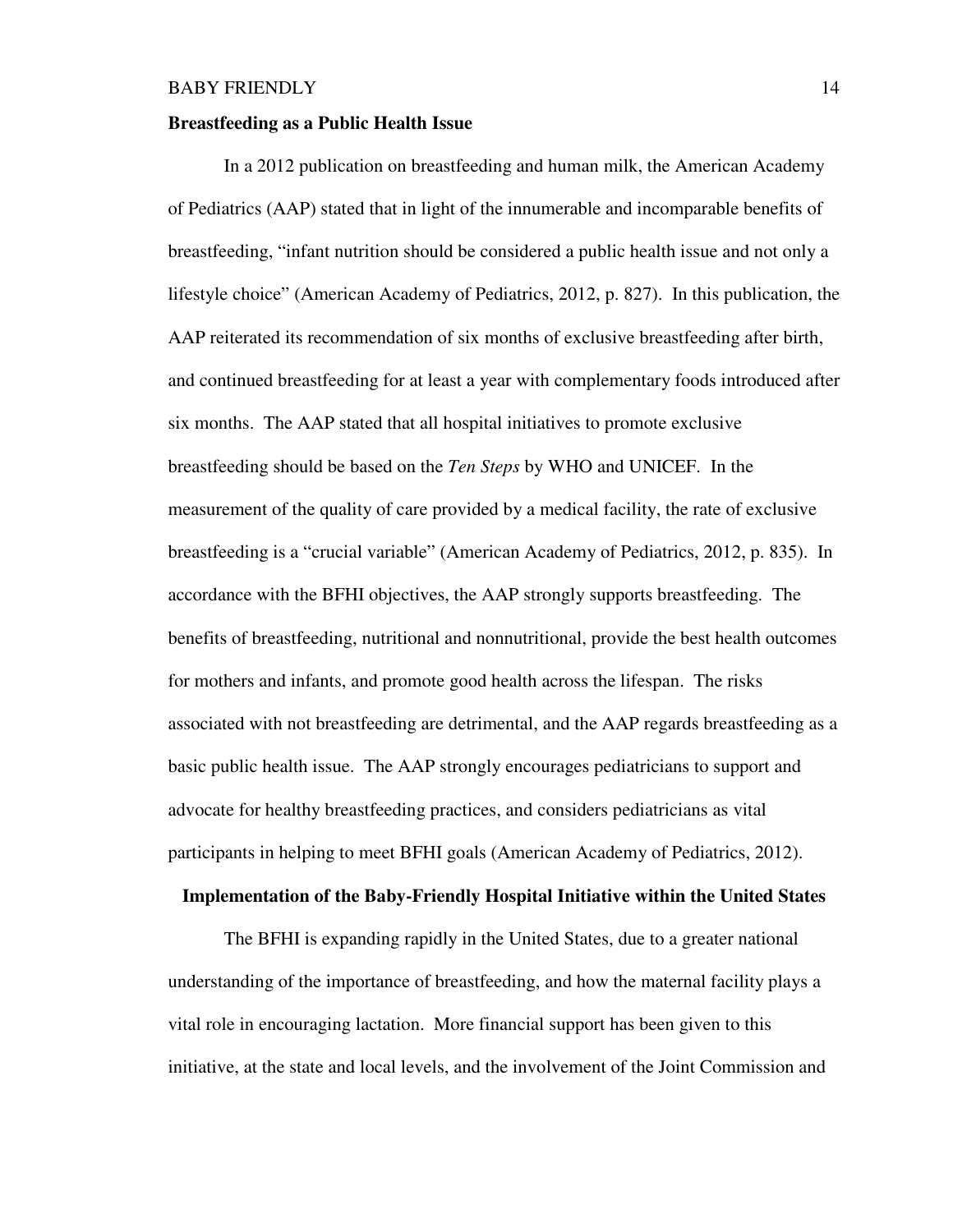## Breastfeeding as a Public Health Issue

In a 2012 publication on breastfeeding and human milk, the American Academy of Pediatrics (AAP) stated that in light of the innumerable and incomparable benefits of breastfeeding, "infant nutrition should be considered a public health issue and not only a lifestyle choice" (American Academy of Pediatrics, 2012, p. 827). In this publication, the AAP reiterated its recommendation of six months of exclusive breastfeeding after birth, and continued breastfeeding for at least a year with complementary foods introduced after six months. The AAP stated that all hospital initiatives to promote exclusive breastfeeding should be based on the *Ten Steps* by WHO and UNICEF. In the measurement of the quality of care provided by a medical facility, the rate of exclusive breastfeeding is a "crucial variable" (American Academy of Pediatrics, 2012, p. 835). In accordance with the BFHI objectives, the AAP strongly supports breastfeeding. The benefits of breastfeeding, nutritional and nonnutritional, provide the best health outcomes for mothers and infants, and promote good health across the lifespan. The risks associated with not breastfeeding are detrimental, and the AAP regards breastfeeding as a basic public health issue. The AAP strongly encourages pediatricians to support and advocate for healthy breastfeeding practices, and considers pediatricians as vital participants in helping to meet BFHI goals (American Academy of Pediatrics, 2012).

## Implementation of the Baby-Friendly Hospital Initiative within the United States

The BFHI is expanding rapidly in the United States, due to a greater national understanding of the importance of breastfeeding, and how the maternal facility plays a vital role in encouraging lactation. More financial support has been given to this initiative, at the state and local levels, and the involvement of the Joint Commission and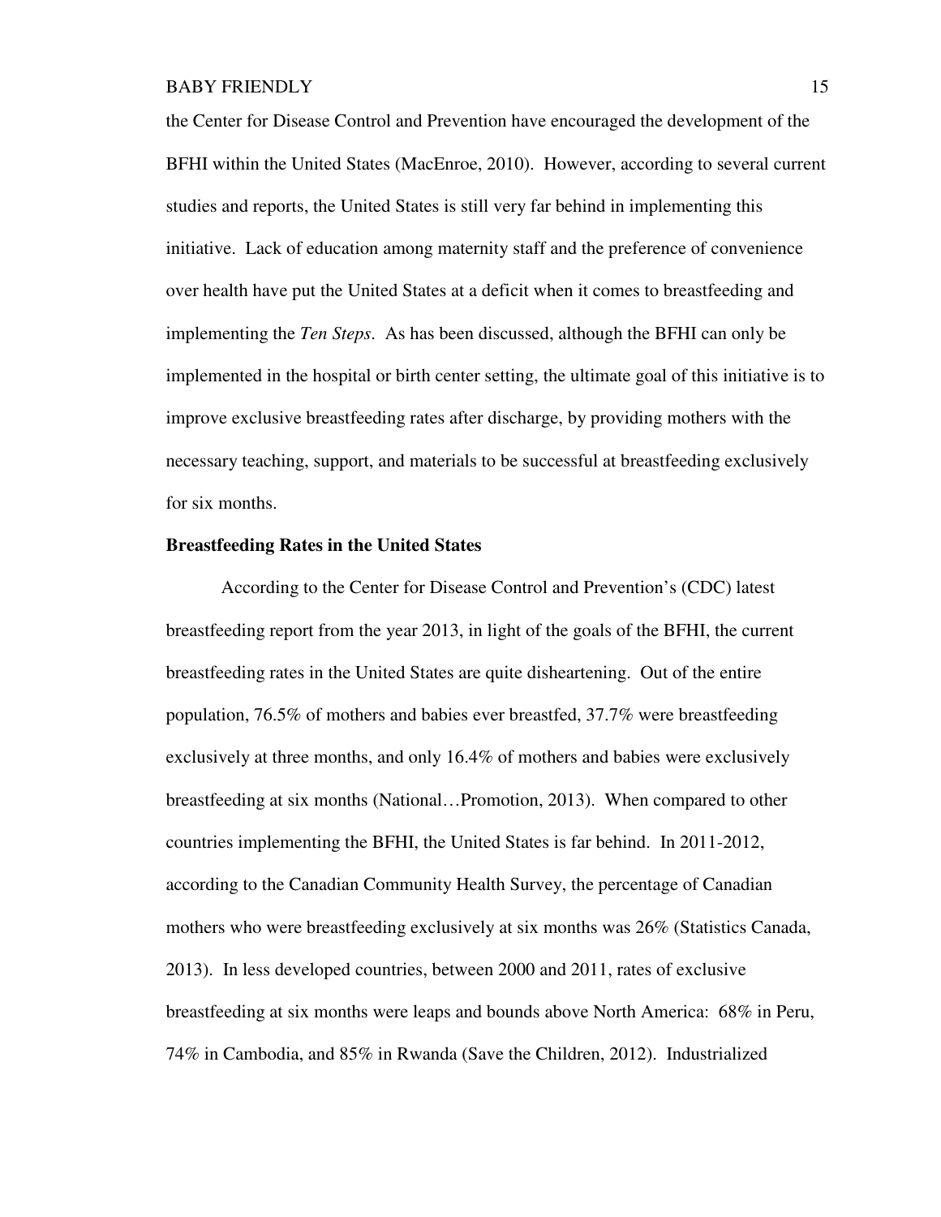the Center for Disease Control and Prevention have encouraged the development of the BFHI within the United States (MacEnroe, 2010). However, according to several current studies and reports, the United States is still very far behind in implementing this initiative. Lack of education among maternity staff and the preference of convenience over health have put the United States at a deficit when it comes to breastfeeding and implementing the *Ten Steps*. As has been discussed, although the BFHI can only be implemented in the hospital or birth center setting, the ultimate goal of this initiative is to improve exclusive breastfeeding rates after discharge, by providing mothers with the necessary teaching, support, and materials to be successful at breastfeeding exclusively for six months.

**Breastfeeding Rates in the United States**

According to the Center for Disease Control and Prevention's (CDC) latest breastfeeding report from the year 2013, in light of the goals of the BFHI, the current breastfeeding rates in the United States are quite disheartening. Out of the entire population, 76.5% of mothers and babies ever breastfed, 37.7% were breastfeeding exclusively at three months, and only 16.4% of mothers and babies were exclusively breastfeeding at six months (National…Promotion, 2013). When compared to other countries implementing the BFHI, the United States is far behind. In 2011-2012, according to the Canadian Community Health Survey, the percentage of Canadian mothers who were breastfeeding exclusively at six months was 26% (Statistics Canada, 2013). In less developed countries, between 2000 and 2011, rates of exclusive breastfeeding at six months were leaps and bounds above North America: 68% in Peru, 74% in Cambodia, and 85% in Rwanda (Save the Children, 2012). Industrialized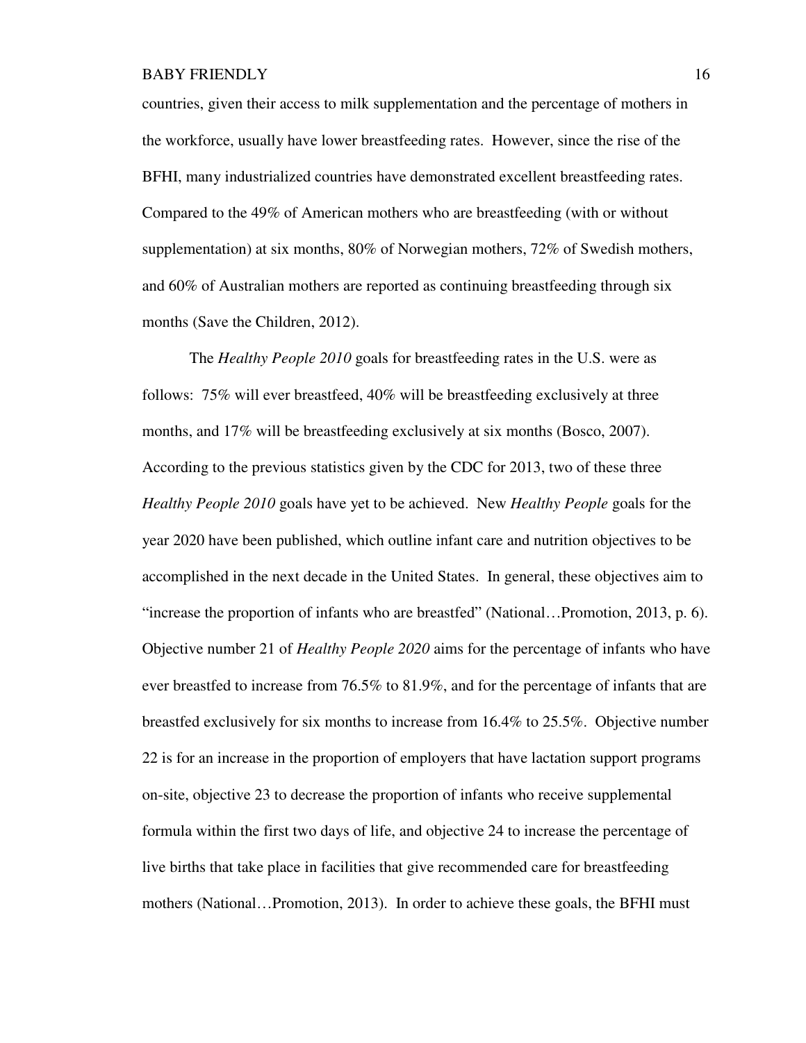countries, given their access to milk supplementation and the percentage of mothers in the workforce, usually have lower breastfeeding rates. However, since the rise of the BFHI, many industrialized countries have demonstrated excellent breastfeeding rates. Compared to the 49% of American mothers who are breastfeeding (with or without supplementation) at six months, 80% of Norwegian mothers, 72% of Swedish mothers, and 60% of Australian mothers are reported as continuing breastfeeding through six months (Save the Children, 2012).

The *Healthy People 2010* goals for breastfeeding rates in the U.S. were as follows: 75% will ever breastfeed, 40% will be breastfeeding exclusively at three months, and 17% will be breastfeeding exclusively at six months (Bosco, 2007). According to the previous statistics given by the CDC for 2013, two of these three *Healthy People 2010* goals have yet to be achieved. New *Healthy People* goals for the year 2020 have been published, which outline infant care and nutrition objectives to be accomplished in the next decade in the United States. In general, these objectives aim to "increase the proportion of infants who are breastfed" (National…Promotion, 2013, p. 6). Objective number 21 of *Healthy People 2020* aims for the percentage of infants who have ever breastfed to increase from 76.5% to 81.9%, and for the percentage of infants that are breastfed exclusively for six months to increase from 16.4% to 25.5%. Objective number 22 is for an increase in the proportion of employers that have lactation support programs on-site, objective 23 to decrease the proportion of infants who receive supplemental formula within the first two days of life, and objective 24 to increase the percentage of live births that take place in facilities that give recommended care for breastfeeding mothers (National…Promotion, 2013). In order to achieve these goals, the BFHI must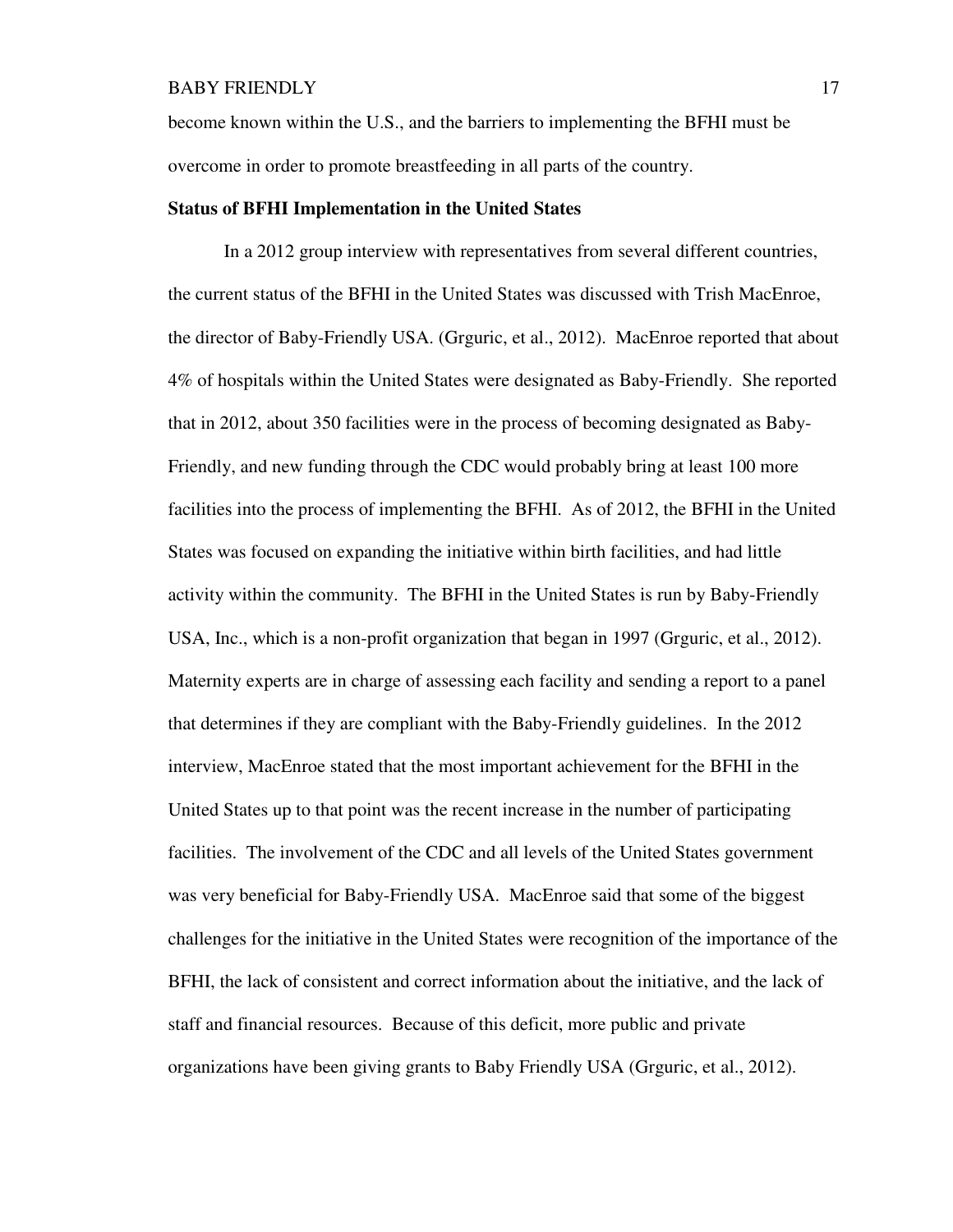become known within the U.S., and the barriers to implementing the BFHI must be overcome in order to promote breastfeeding in all parts of the country.

**Status of BFHI Implementation in the United States**

In a 2012 group interview with representatives from several different countries, the current status of the BFHI in the United States was discussed with Trish MacEnroe, the director of Baby-Friendly USA. (Grguric, et al., 2012). MacEnroe reported that about 4% of hospitals within the United States were designated as Baby-Friendly. She reported that in 2012, about 350 facilities were in the process of becoming designated as Baby-Friendly, and new funding through the CDC would probably bring at least 100 more facilities into the process of implementing the BFHI. As of 2012, the BFHI in the United States was focused on expanding the initiative within birth facilities, and had little activity within the community. The BFHI in the United States is run by Baby-Friendly USA, Inc., which is a non-profit organization that began in 1997 (Grguric, et al., 2012). Maternity experts are in charge of assessing each facility and sending a report to a panel that determines if they are compliant with the Baby-Friendly guidelines. In the 2012 interview, MacEnroe stated that the most important achievement for the BFHI in the United States up to that point was the recent increase in the number of participating facilities. The involvement of the CDC and all levels of the United States government was very beneficial for Baby-Friendly USA. MacEnroe said that some of the biggest challenges for the initiative in the United States were recognition of the importance of the BFHI, the lack of consistent and correct information about the initiative, and the lack of staff and financial resources. Because of this deficit, more public and private organizations have been giving grants to Baby Friendly USA (Grguric, et al., 2012).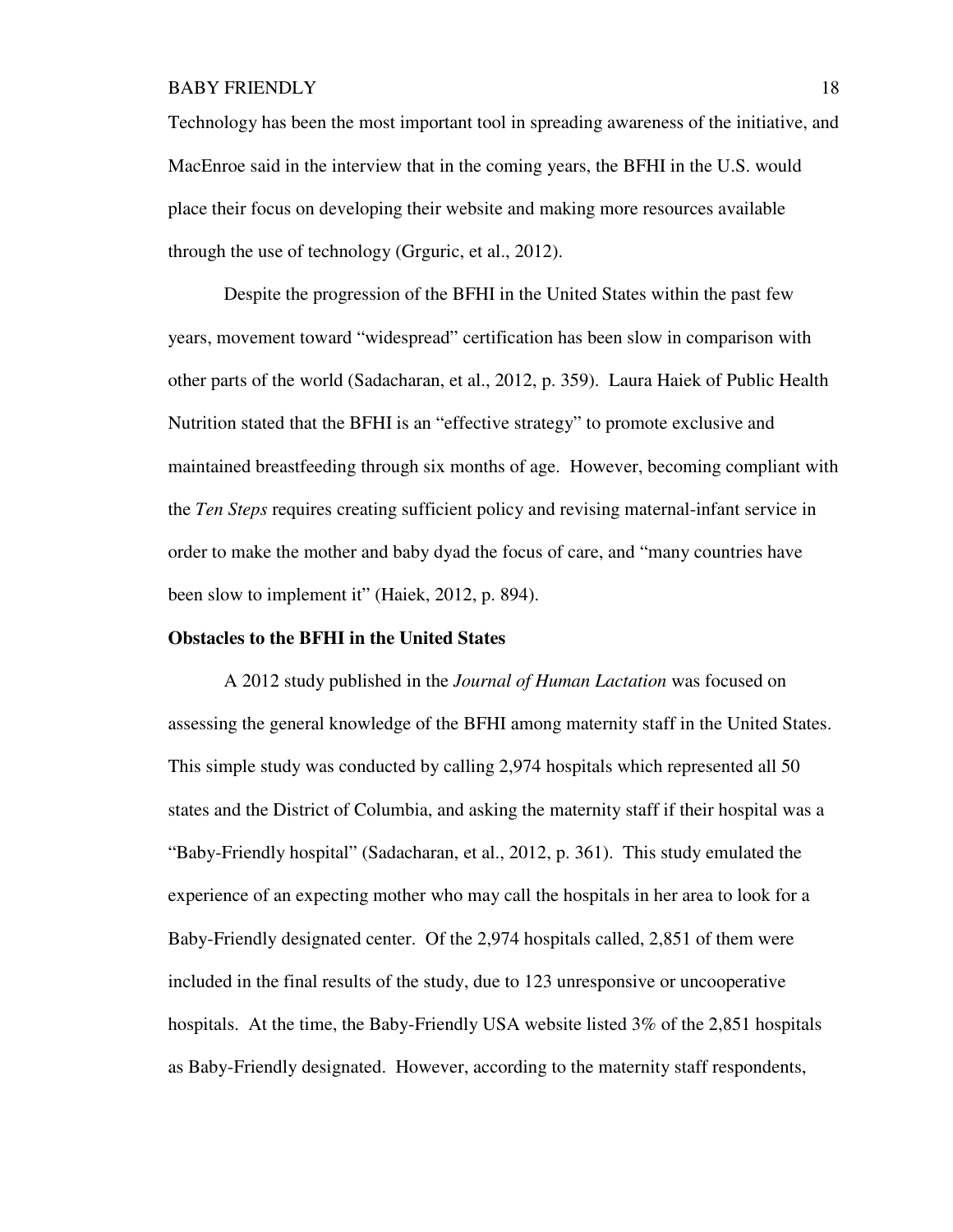Technology has been the most important tool in spreading awareness of the initiative, and MacEnroe said in the interview that in the coming years, the BFHI in the U.S. would place their focus on developing their website and making more resources available through the use of technology (Grguric, et al., 2012).

Despite the progression of the BFHI in the United States within the past few years, movement toward "widespread" certification has been slow in comparison with other parts of the world (Sadacharan, et al., 2012, p. 359). Laura Haiek of Public Health Nutrition stated that the BFHI is an "effective strategy" to promote exclusive and maintained breastfeeding through six months of age. However, becoming compliant with the *Ten Steps* requires creating sufficient policy and revising maternal-infant service in order to make the mother and baby dyad the focus of care, and "many countries have been slow to implement it" (Haiek, 2012, p. 894).

**Obstacles to the BFHI in the United States**

A 2012 study published in the *Journal of Human Lactation* was focused on assessing the general knowledge of the BFHI among maternity staff in the United States. This simple study was conducted by calling 2,974 hospitals which represented all 50 states and the District of Columbia, and asking the maternity staff if their hospital was a "Baby-Friendly hospital" (Sadacharan, et al., 2012, p. 361). This study emulated the experience of an expecting mother who may call the hospitals in her area to look for a Baby-Friendly designated center. Of the 2,974 hospitals called, 2,851 of them were included in the final results of the study, due to 123 unresponsive or uncooperative hospitals. At the time, the Baby-Friendly USA website listed 3% of the 2,851 hospitals as Baby-Friendly designated. However, according to the maternity staff respondents,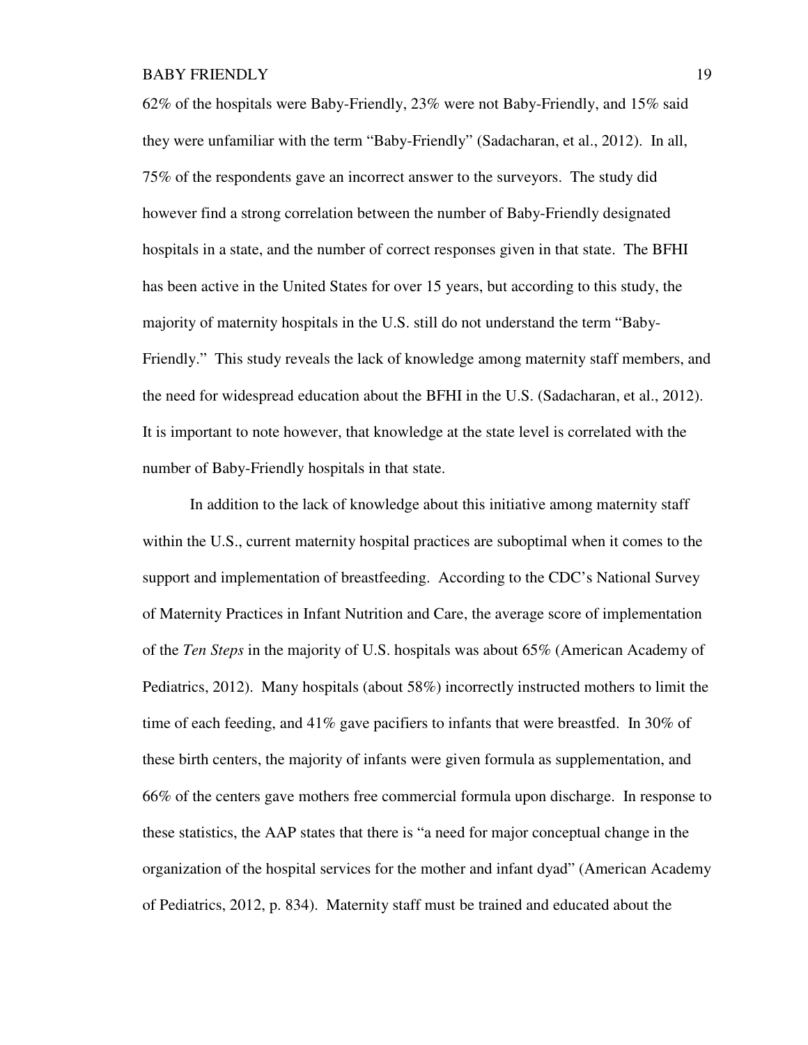62% of the hospitals were Baby-Friendly, 23% were not Baby-Friendly, and 15% said they were unfamiliar with the term "Baby-Friendly" (Sadacharan, et al., 2012). In all, 75% of the respondents gave an incorrect answer to the surveyors. The study did however find a strong correlation between the number of Baby-Friendly designated hospitals in a state, and the number of correct responses given in that state. The BFHI has been active in the United States for over 15 years, but according to this study, the majority of maternity hospitals in the U.S. still do not understand the term "Baby-Friendly." This study reveals the lack of knowledge among maternity staff members, and the need for widespread education about the BFHI in the U.S. (Sadacharan, et al., 2012). It is important to note however, that knowledge at the state level is correlated with the number of Baby-Friendly hospitals in that state.

In addition to the lack of knowledge about this initiative among maternity staff within the U.S., current maternity hospital practices are suboptimal when it comes to the support and implementation of breastfeeding. According to the CDC's National Survey of Maternity Practices in Infant Nutrition and Care, the average score of implementation of the *Ten Steps* in the majority of U.S. hospitals was about 65% (American Academy of Pediatrics, 2012). Many hospitals (about 58%) incorrectly instructed mothers to limit the time of each feeding, and 41% gave pacifiers to infants that were breastfed. In 30% of these birth centers, the majority of infants were given formula as supplementation, and 66% of the centers gave mothers free commercial formula upon discharge. In response to these statistics, the AAP states that there is "a need for major conceptual change in the organization of the hospital services for the mother and infant dyad" (American Academy of Pediatrics, 2012, p. 834). Maternity staff must be trained and educated about the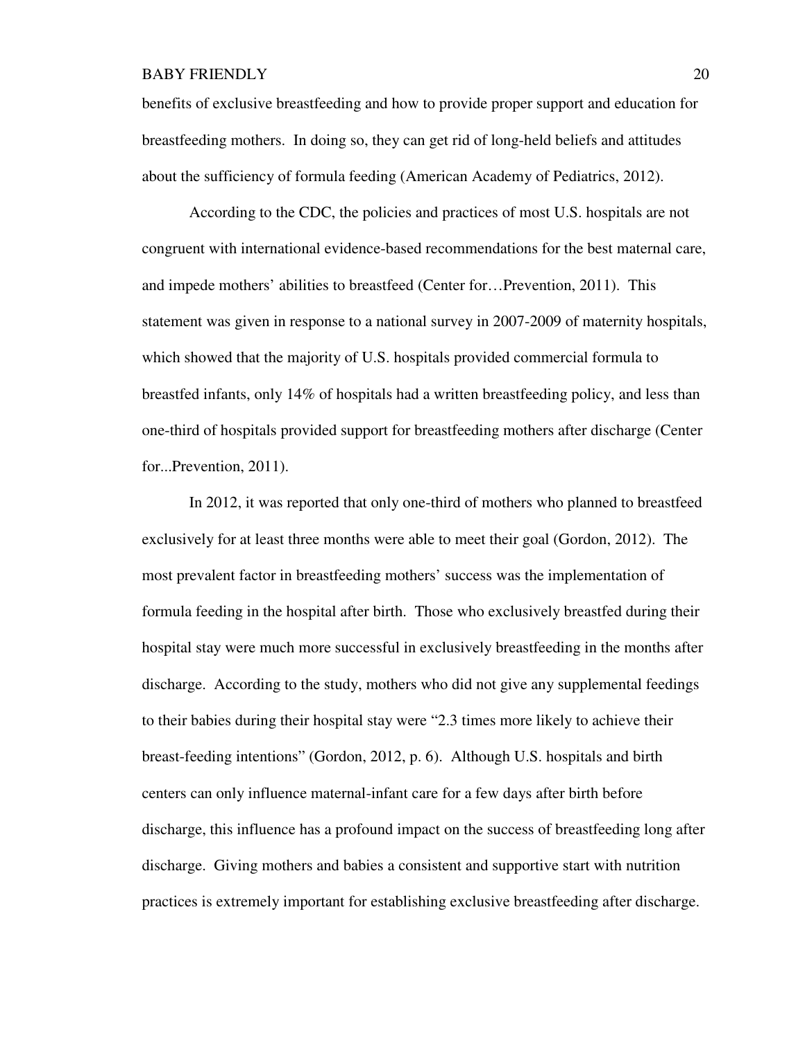benefits of exclusive breastfeeding and how to provide proper support and education for breastfeeding mothers. In doing so, they can get rid of long-held beliefs and attitudes about the sufficiency of formula feeding (American Academy of Pediatrics, 2012).

According to the CDC, the policies and practices of most U.S. hospitals are not congruent with international evidence-based recommendations for the best maternal care, and impede mothers' abilities to breastfeed (Center for…Prevention, 2011). This statement was given in response to a national survey in 2007-2009 of maternity hospitals, which showed that the majority of U.S. hospitals provided commercial formula to breastfed infants, only 14% of hospitals had a written breastfeeding policy, and less than one-third of hospitals provided support for breastfeeding mothers after discharge (Center for...Prevention, 2011).

In 2012, it was reported that only one-third of mothers who planned to breastfeed exclusively for at least three months were able to meet their goal (Gordon, 2012). The most prevalent factor in breastfeeding mothers' success was the implementation of formula feeding in the hospital after birth. Those who exclusively breastfed during their hospital stay were much more successful in exclusively breastfeeding in the months after discharge. According to the study, mothers who did not give any supplemental feedings to their babies during their hospital stay were "2.3 times more likely to achieve their breast-feeding intentions" (Gordon, 2012, p. 6). Although U.S. hospitals and birth centers can only influence maternal-infant care for a few days after birth before discharge, this influence has a profound impact on the success of breastfeeding long after discharge. Giving mothers and babies a consistent and supportive start with nutrition practices is extremely important for establishing exclusive breastfeeding after discharge.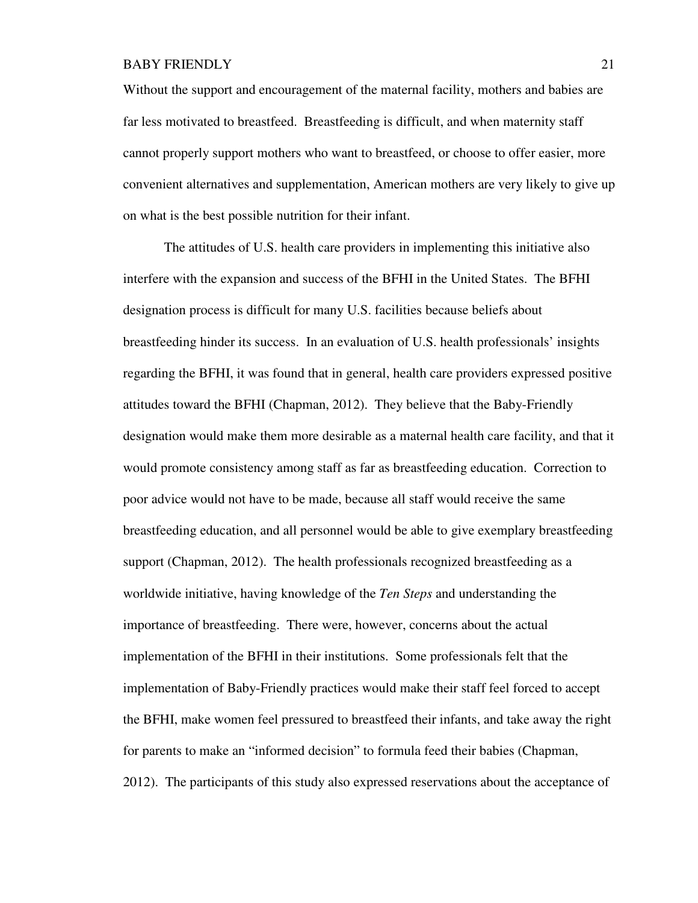Without the support and encouragement of the maternal facility, mothers and babies are far less motivated to breastfeed. Breastfeeding is difficult, and when maternity staff cannot properly support mothers who want to breastfeed, or choose to offer easier, more convenient alternatives and supplementation, American mothers are very likely to give up on what is the best possible nutrition for their infant.

The attitudes of U.S. health care providers in implementing this initiative also interfere with the expansion and success of the BFHI in the United States. The BFHI designation process is difficult for many U.S. facilities because beliefs about breastfeeding hinder its success. In an evaluation of U.S. health professionals' insights regarding the BFHI, it was found that in general, health care providers expressed positive attitudes toward the BFHI (Chapman, 2012). They believe that the Baby-Friendly designation would make them more desirable as a maternal health care facility, and that it would promote consistency among staff as far as breastfeeding education. Correction to poor advice would not have to be made, because all staff would receive the same breastfeeding education, and all personnel would be able to give exemplary breastfeeding support (Chapman, 2012). The health professionals recognized breastfeeding as a worldwide initiative, having knowledge of the *Ten Steps* and understanding the importance of breastfeeding. There were, however, concerns about the actual implementation of the BFHI in their institutions. Some professionals felt that the implementation of Baby-Friendly practices would make their staff feel forced to accept the BFHI, make women feel pressured to breastfeed their infants, and take away the right for parents to make an "informed decision" to formula feed their babies (Chapman, 2012). The participants of this study also expressed reservations about the acceptance of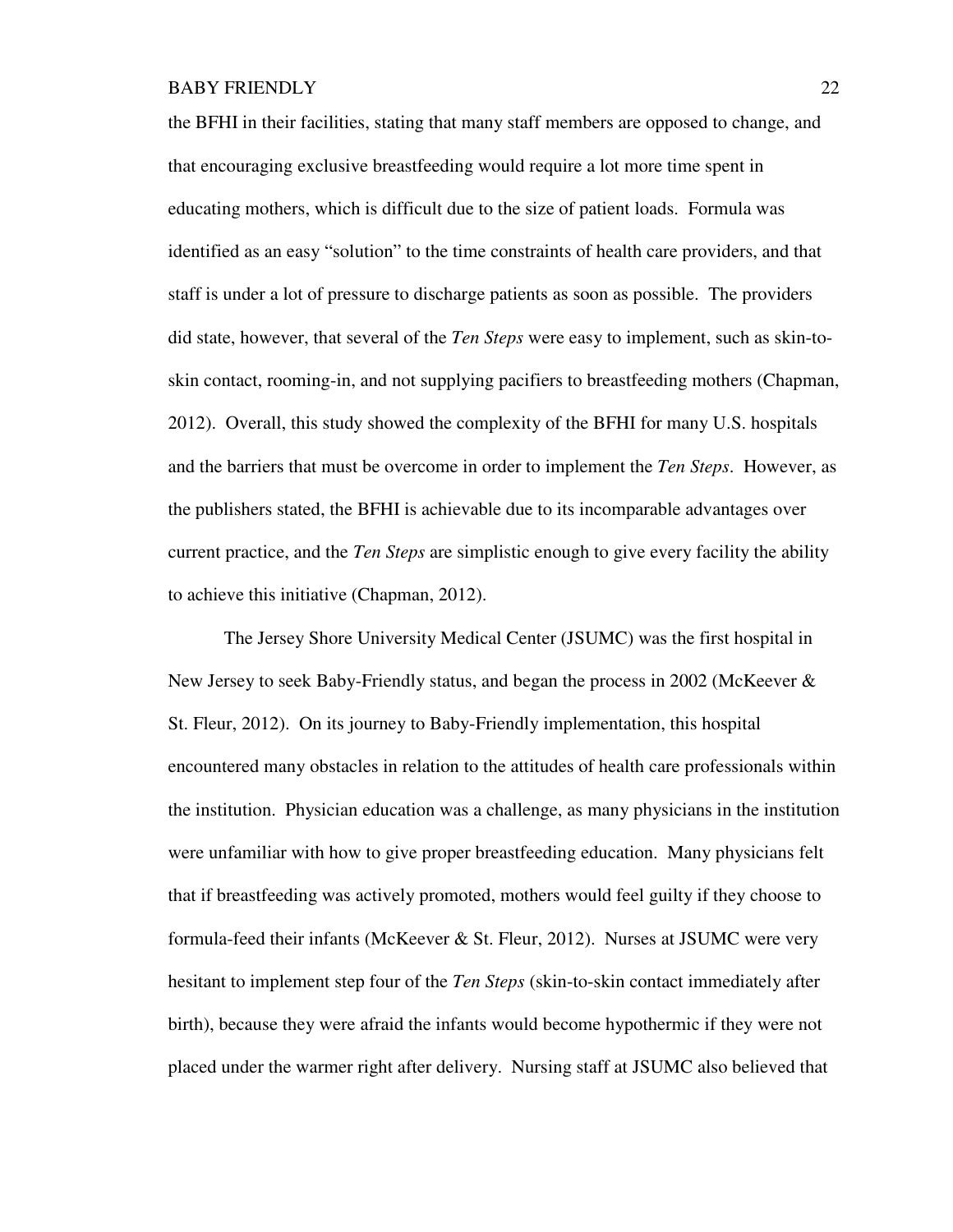the BFHI in their facilities, stating that many staff members are opposed to change, and that encouraging exclusive breastfeeding would require a lot more time spent in educating mothers, which is difficult due to the size of patient loads. Formula was identified as an easy "solution" to the time constraints of health care providers, and that staff is under a lot of pressure to discharge patients as soon as possible. The providers did state, however, that several of the *Ten Steps* were easy to implement, such as skin-to-skin contact, rooming-in, and not supplying pacifiers to breastfeeding mothers (Chapman, 2012). Overall, this study showed the complexity of the BFHI for many U.S. hospitals and the barriers that must be overcome in order to implement the *Ten Steps*. However, as the publishers stated, the BFHI is achievable due to its incomparable advantages over current practice, and the *Ten Steps* are simplistic enough to give every facility the ability to achieve this initiative (Chapman, 2012).

The Jersey Shore University Medical Center (JSUMC) was the first hospital in New Jersey to seek Baby-Friendly status, and began the process in 2002 (McKeever & St. Fleur, 2012). On its journey to Baby-Friendly implementation, this hospital encountered many obstacles in relation to the attitudes of health care professionals within the institution. Physician education was a challenge, as many physicians in the institution were unfamiliar with how to give proper breastfeeding education. Many physicians felt that if breastfeeding was actively promoted, mothers would feel guilty if they choose to formula-feed their infants (McKeever & St. Fleur, 2012). Nurses at JSUMC were very hesitant to implement step four of the *Ten Steps* (skin-to-skin contact immediately after birth), because they were afraid the infants would become hypothermic if they were not placed under the warmer right after delivery. Nursing staff at JSUMC also believed that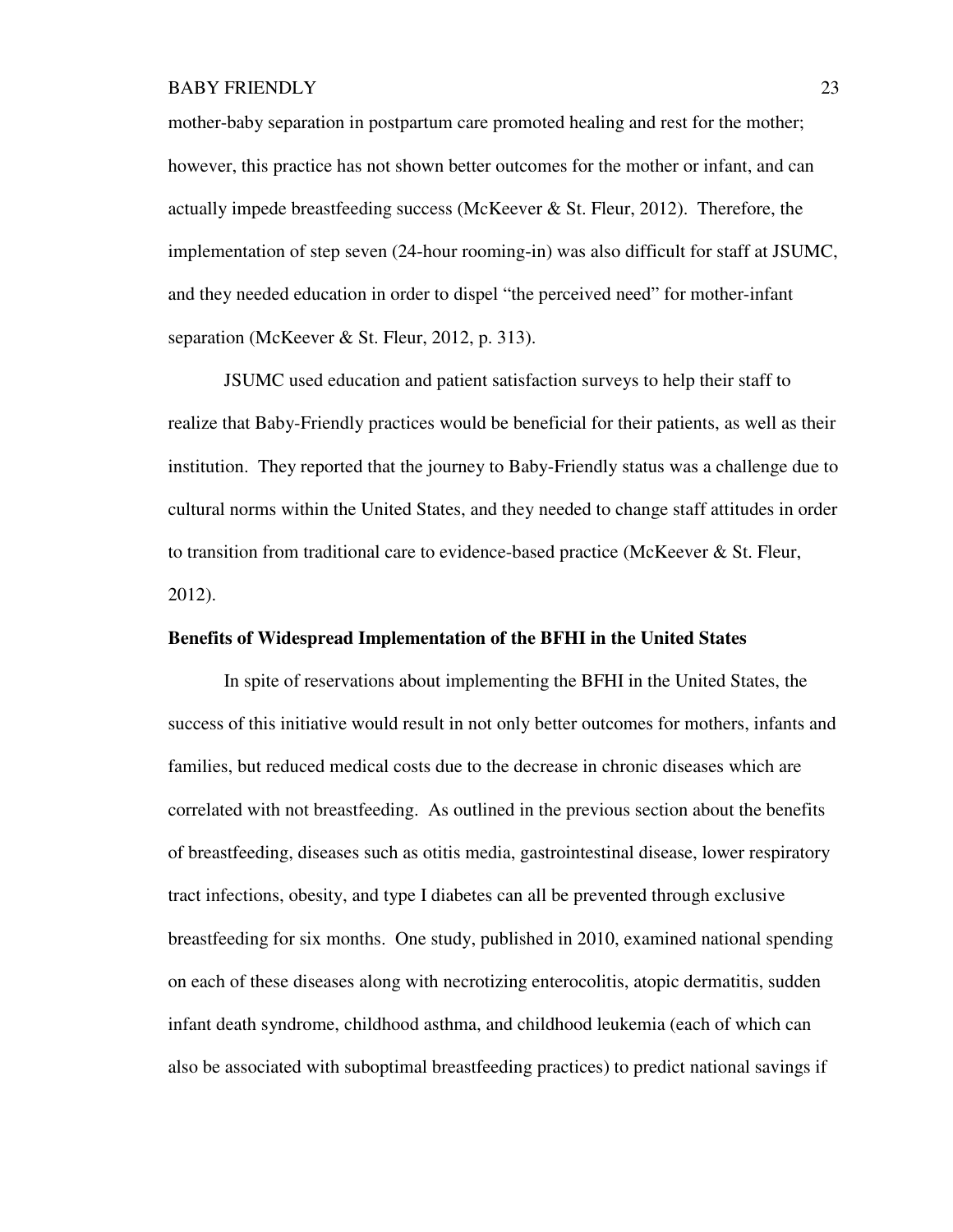mother-baby separation in postpartum care promoted healing and rest for the mother; however, this practice has not shown better outcomes for the mother or infant, and can actually impede breastfeeding success (McKeever & St. Fleur, 2012). Therefore, the implementation of step seven (24-hour rooming-in) was also difficult for staff at JSUMC, and they needed education in order to dispel "the perceived need" for mother-infant separation (McKeever & St. Fleur, 2012, p. 313).

JSUMC used education and patient satisfaction surveys to help their staff to realize that Baby-Friendly practices would be beneficial for their patients, as well as their institution. They reported that the journey to Baby-Friendly status was a challenge due to cultural norms within the United States, and they needed to change staff attitudes in order to transition from traditional care to evidence-based practice (McKeever & St. Fleur, 2012).

**Benefits of Widespread Implementation of the BFHI in the United States**

In spite of reservations about implementing the BFHI in the United States, the success of this initiative would result in not only better outcomes for mothers, infants and families, but reduced medical costs due to the decrease in chronic diseases which are correlated with not breastfeeding. As outlined in the previous section about the benefits of breastfeeding, diseases such as otitis media, gastrointestinal disease, lower respiratory tract infections, obesity, and type I diabetes can all be prevented through exclusive breastfeeding for six months. One study, published in 2010, examined national spending on each of these diseases along with necrotizing enterocolitis, atopic dermatitis, sudden infant death syndrome, childhood asthma, and childhood leukemia (each of which can also be associated with suboptimal breastfeeding practices) to predict national savings if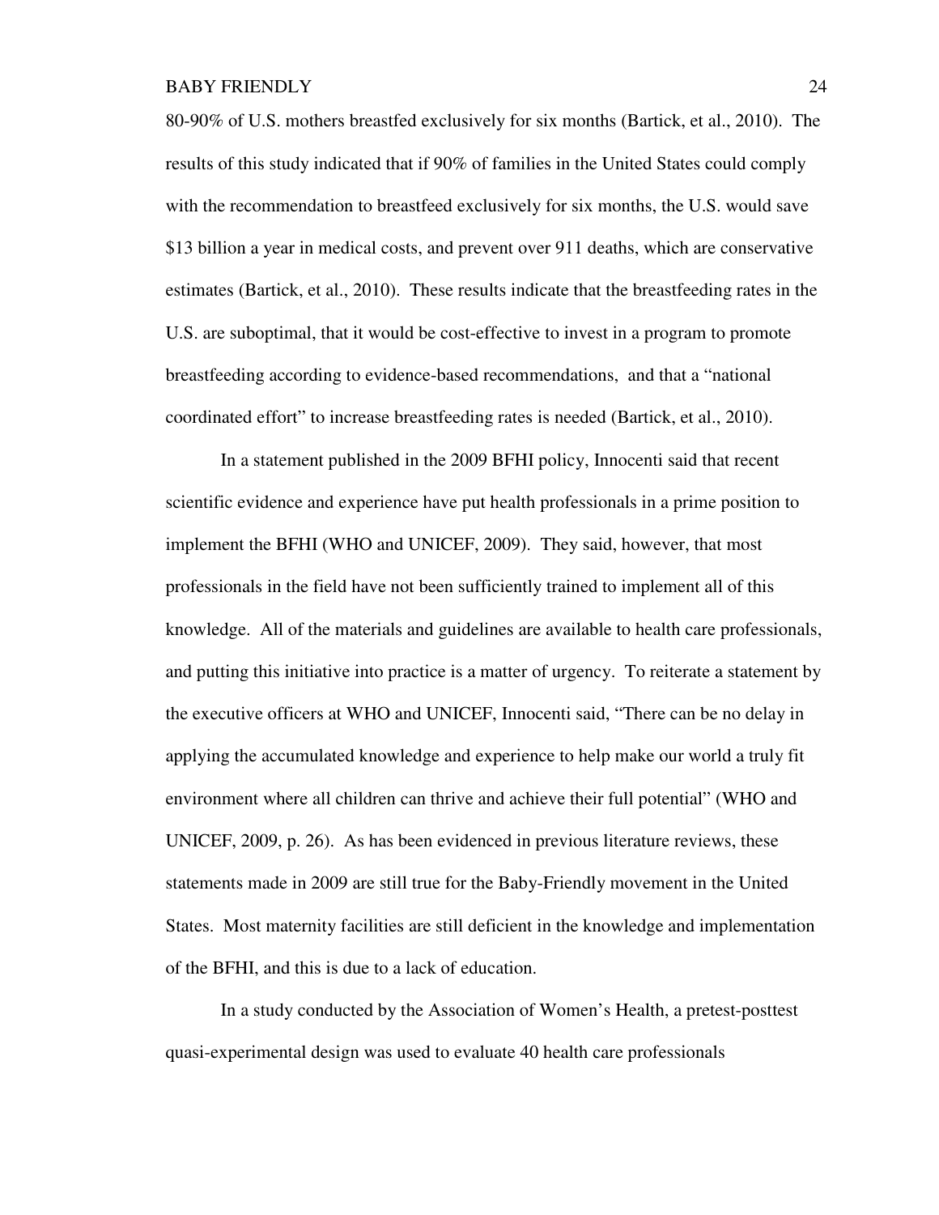80-90% of U.S. mothers breastfed exclusively for six months (Bartick, et al., 2010). The results of this study indicated that if 90% of families in the United States could comply with the recommendation to breastfeed exclusively for six months, the U.S. would save $13 billion a year in medical costs, and prevent over 911 deaths, which are conservative estimates (Bartick, et al., 2010). These results indicate that the breastfeeding rates in the U.S. are suboptimal, that it would be cost-effective to invest in a program to promote breastfeeding according to evidence-based recommendations, and that a "national coordinated effort" to increase breastfeeding rates is needed (Bartick, et al., 2010).

In a statement published in the 2009 BFHI policy, Innocenti said that recent scientific evidence and experience have put health professionals in a prime position to implement the BFHI (WHO and UNICEF, 2009). They said, however, that most professionals in the field have not been sufficiently trained to implement all of this knowledge. All of the materials and guidelines are available to health care professionals, and putting this initiative into practice is a matter of urgency. To reiterate a statement by the executive officers at WHO and UNICEF, Innocenti said, "There can be no delay in applying the accumulated knowledge and experience to help make our world a truly fit environment where all children can thrive and achieve their full potential" (WHO and UNICEF, 2009, p. 26). As has been evidenced in previous literature reviews, these statements made in 2009 are still true for the Baby-Friendly movement in the United States. Most maternity facilities are still deficient in the knowledge and implementation of the BFHI, and this is due to a lack of education.

In a study conducted by the Association of Women's Health, a pretest-posttest quasi-experimental design was used to evaluate 40 health care professionals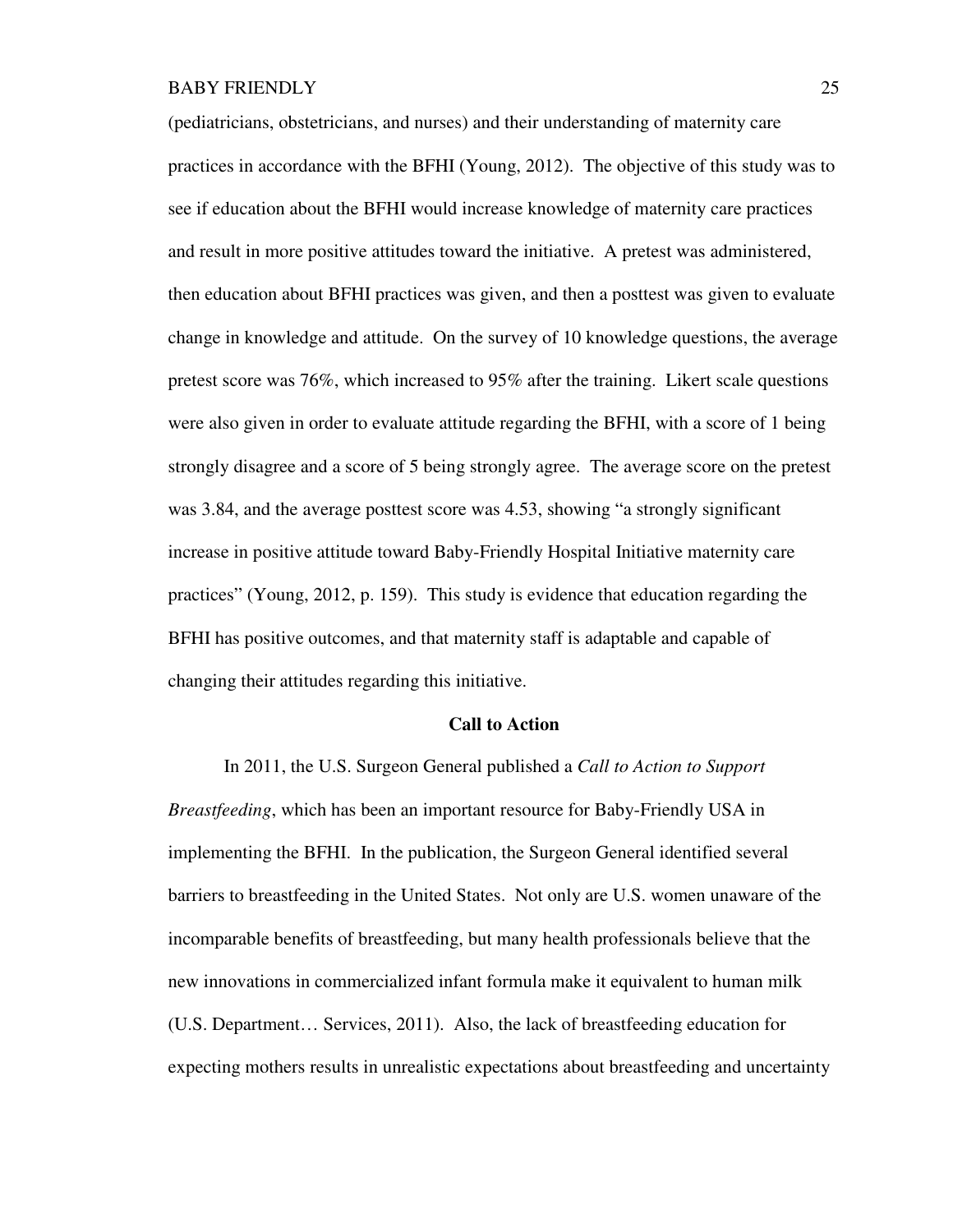(pediatricians, obstetricians, and nurses) and their understanding of maternity care practices in accordance with the BFHI (Young, 2012). The objective of this study was to see if education about the BFHI would increase knowledge of maternity care practices and result in more positive attitudes toward the initiative. A pretest was administered, then education about BFHI practices was given, and then a posttest was given to evaluate change in knowledge and attitude. On the survey of 10 knowledge questions, the average pretest score was 76%, which increased to 95% after the training. Likert scale questions were also given in order to evaluate attitude regarding the BFHI, with a score of 1 being strongly disagree and a score of 5 being strongly agree. The average score on the pretest was 3.84, and the average posttest score was 4.53, showing "a strongly significant increase in positive attitude toward Baby-Friendly Hospital Initiative maternity care practices" (Young, 2012, p. 159). This study is evidence that education regarding the BFHI has positive outcomes, and that maternity staff is adaptable and capable of changing their attitudes regarding this initiative.

## Call to Action

In 2011, the U.S. Surgeon General published a *Call to Action to Support Breastfeeding*, which has been an important resource for Baby-Friendly USA in implementing the BFHI. In the publication, the Surgeon General identified several barriers to breastfeeding in the United States. Not only are U.S. women unaware of the incomparable benefits of breastfeeding, but many health professionals believe that the new innovations in commercialized infant formula make it equivalent to human milk (U.S. Department… Services, 2011). Also, the lack of breastfeeding education for expecting mothers results in unrealistic expectations about breastfeeding and uncertainty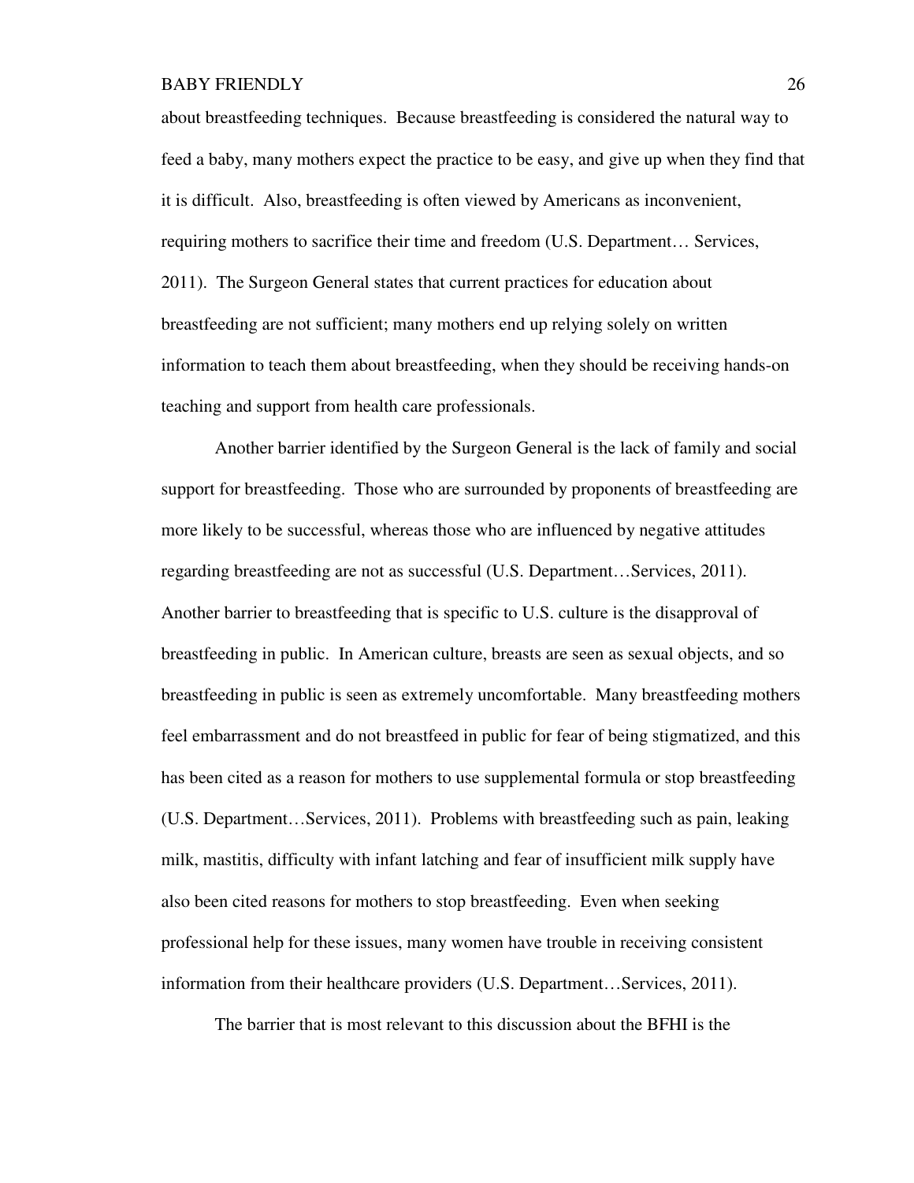about breastfeeding techniques. Because breastfeeding is considered the natural way to feed a baby, many mothers expect the practice to be easy, and give up when they find that it is difficult. Also, breastfeeding is often viewed by Americans as inconvenient, requiring mothers to sacrifice their time and freedom (U.S. Department… Services, 2011). The Surgeon General states that current practices for education about breastfeeding are not sufficient; many mothers end up relying solely on written information to teach them about breastfeeding, when they should be receiving hands-on teaching and support from health care professionals.

Another barrier identified by the Surgeon General is the lack of family and social support for breastfeeding. Those who are surrounded by proponents of breastfeeding are more likely to be successful, whereas those who are influenced by negative attitudes regarding breastfeeding are not as successful (U.S. Department…Services, 2011). Another barrier to breastfeeding that is specific to U.S. culture is the disapproval of breastfeeding in public. In American culture, breasts are seen as sexual objects, and so breastfeeding in public is seen as extremely uncomfortable. Many breastfeeding mothers feel embarrassment and do not breastfeed in public for fear of being stigmatized, and this has been cited as a reason for mothers to use supplemental formula or stop breastfeeding (U.S. Department…Services, 2011). Problems with breastfeeding such as pain, leaking milk, mastitis, difficulty with infant latching and fear of insufficient milk supply have also been cited reasons for mothers to stop breastfeeding. Even when seeking professional help for these issues, many women have trouble in receiving consistent information from their healthcare providers (U.S. Department…Services, 2011).

The barrier that is most relevant to this discussion about the BFHI is the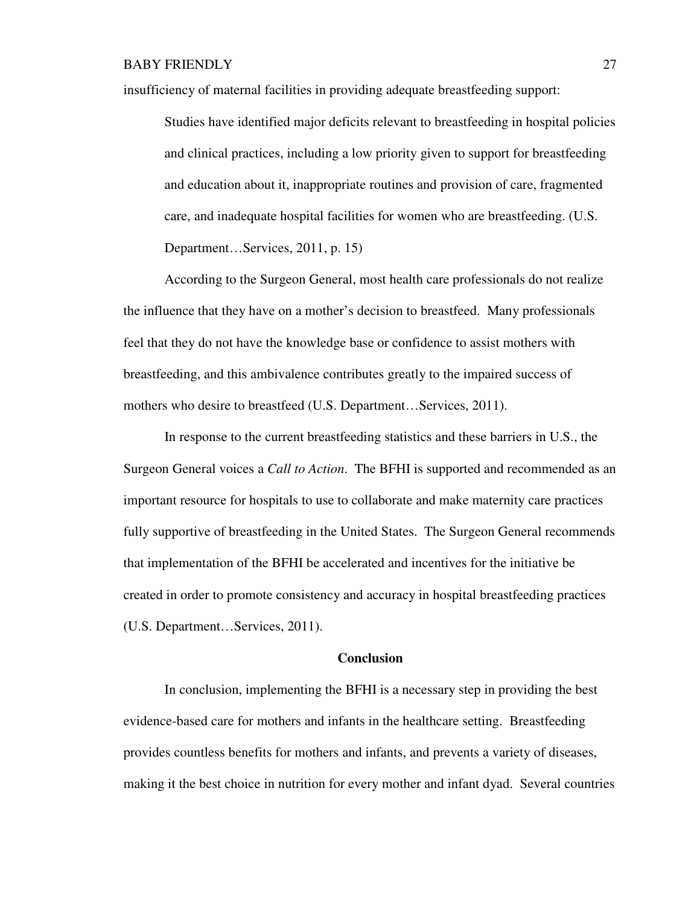insufficiency of maternal facilities in providing adequate breastfeeding support:

> Studies have identified major deficits relevant to breastfeeding in hospital policies and clinical practices, including a low priority given to support for breastfeeding and education about it, inappropriate routines and provision of care, fragmented care, and inadequate hospital facilities for women who are breastfeeding. (U.S. Department…Services, 2011, p. 15)

According to the Surgeon General, most health care professionals do not realize the influence that they have on a mother's decision to breastfeed. Many professionals feel that they do not have the knowledge base or confidence to assist mothers with breastfeeding, and this ambivalence contributes greatly to the impaired success of mothers who desire to breastfeed (U.S. Department…Services, 2011).

In response to the current breastfeeding statistics and these barriers in U.S., the Surgeon General voices a *Call to Action*. The BFHI is supported and recommended as an important resource for hospitals to use to collaborate and make maternity care practices fully supportive of breastfeeding in the United States. The Surgeon General recommends that implementation of the BFHI be accelerated and incentives for the initiative be created in order to promote consistency and accuracy in hospital breastfeeding practices (U.S. Department…Services, 2011).

## Conclusion

In conclusion, implementing the BFHI is a necessary step in providing the best evidence-based care for mothers and infants in the healthcare setting. Breastfeeding provides countless benefits for mothers and infants, and prevents a variety of diseases, making it the best choice in nutrition for every mother and infant dyad. Several countries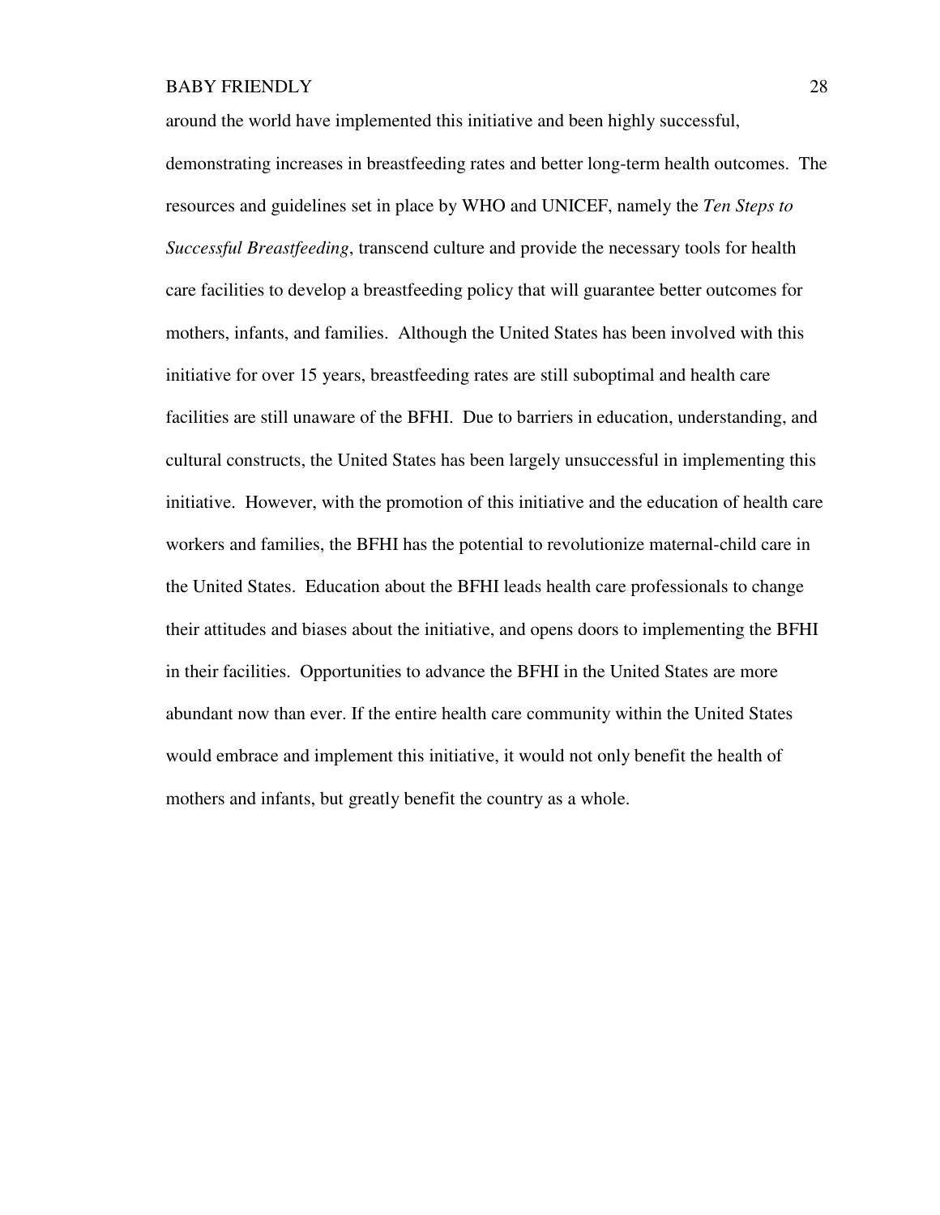around the world have implemented this initiative and been highly successful, demonstrating increases in breastfeeding rates and better long-term health outcomes. The resources and guidelines set in place by WHO and UNICEF, namely the *Ten Steps to Successful Breastfeeding*, transcend culture and provide the necessary tools for health care facilities to develop a breastfeeding policy that will guarantee better outcomes for mothers, infants, and families. Although the United States has been involved with this initiative for over 15 years, breastfeeding rates are still suboptimal and health care facilities are still unaware of the BFHI. Due to barriers in education, understanding, and cultural constructs, the United States has been largely unsuccessful in implementing this initiative. However, with the promotion of this initiative and the education of health care workers and families, the BFHI has the potential to revolutionize maternal-child care in the United States. Education about the BFHI leads health care professionals to change their attitudes and biases about the initiative, and opens doors to implementing the BFHI in their facilities. Opportunities to advance the BFHI in the United States are more abundant now than ever. If the entire health care community within the United States would embrace and implement this initiative, it would not only benefit the health of mothers and infants, but greatly benefit the country as a whole.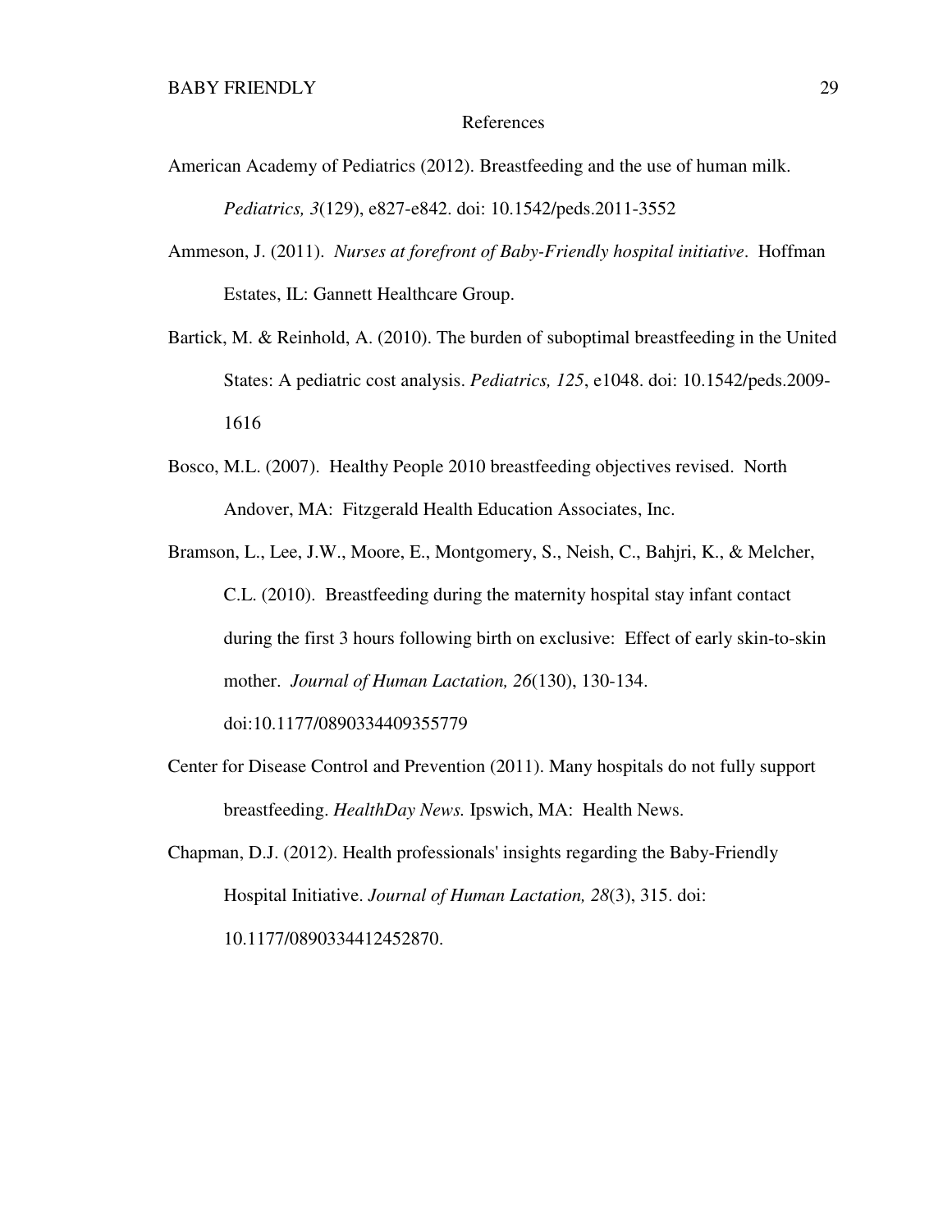# References

American Academy of Pediatrics (2012). Breastfeeding and the use of human milk. *Pediatrics, 3*(129), e827-e842. doi: 10.1542/peds.2011-3552

Ammeson, J. (2011). *Nurses at forefront of Baby-Friendly hospital initiative*. Hoffman Estates, IL: Gannett Healthcare Group.

Bartick, M. & Reinhold, A. (2010). The burden of suboptimal breastfeeding in the United States: A pediatric cost analysis. *Pediatrics, 125*, e1048. doi: 10.1542/peds.2009-1616

Bosco, M.L. (2007). Healthy People 2010 breastfeeding objectives revised. North Andover, MA: Fitzgerald Health Education Associates, Inc.

Bramson, L., Lee, J.W., Moore, E., Montgomery, S., Neish, C., Bahjri, K., & Melcher, C.L. (2010). Breastfeeding during the maternity hospital stay infant contact during the first 3 hours following birth on exclusive: Effect of early skin-to-skin mother. *Journal of Human Lactation, 26*(130), 130-134. doi:10.1177/0890334409355779

Center for Disease Control and Prevention (2011). Many hospitals do not fully support breastfeeding. *HealthDay News.* Ipswich, MA: Health News.

Chapman, D.J. (2012). Health professionals' insights regarding the Baby-Friendly Hospital Initiative. *Journal of Human Lactation, 28*(3), 315. doi: 10.1177/0890334412452870.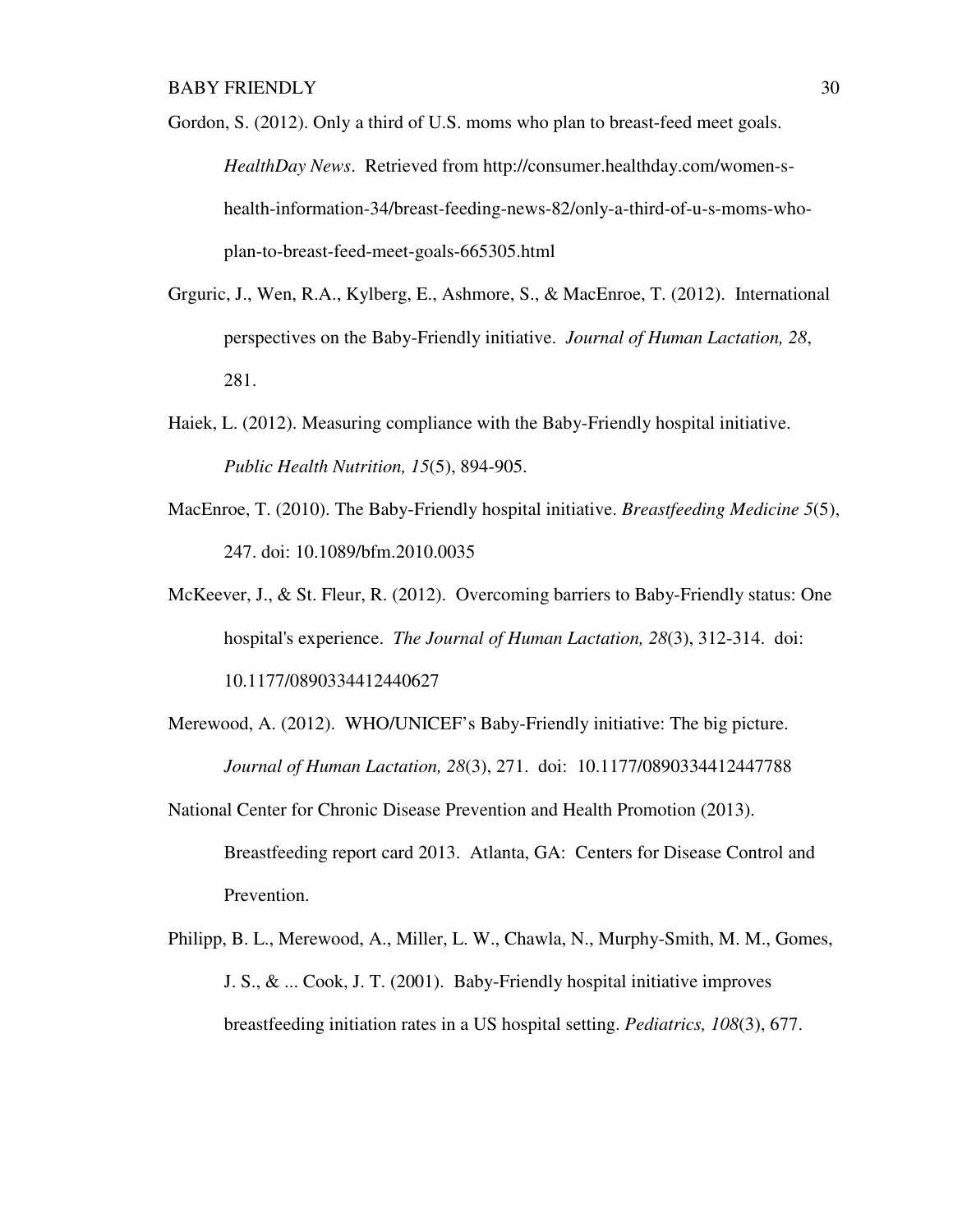Gordon, S. (2012). Only a third of U.S. moms who plan to breast-feed meet goals. *HealthDay News*. Retrieved from http://consumer.healthday.com/women-s-health-information-34/breast-feeding-news-82/only-a-third-of-u-s-moms-who-plan-to-breast-feed-meet-goals-665305.html

Grguric, J., Wen, R.A., Kylberg, E., Ashmore, S., & MacEnroe, T. (2012). International perspectives on the Baby-Friendly initiative. *Journal of Human Lactation, 28*, 281.

Haiek, L. (2012). Measuring compliance with the Baby-Friendly hospital initiative. *Public Health Nutrition, 15*(5), 894-905.

MacEnroe, T. (2010). The Baby-Friendly hospital initiative. *Breastfeeding Medicine 5*(5), 247. doi: 10.1089/bfm.2010.0035

McKeever, J., & St. Fleur, R. (2012). Overcoming barriers to Baby-Friendly status: One hospital's experience. *The Journal of Human Lactation, 28*(3), 312-314. doi: 10.1177/0890334412440627

Merewood, A. (2012). WHO/UNICEF's Baby-Friendly initiative: The big picture. *Journal of Human Lactation, 28*(3), 271. doi: 10.1177/0890334412447788

National Center for Chronic Disease Prevention and Health Promotion (2013). Breastfeeding report card 2013. Atlanta, GA: Centers for Disease Control and Prevention.

Philipp, B. L., Merewood, A., Miller, L. W., Chawla, N., Murphy-Smith, M. M., Gomes, J. S., & ... Cook, J. T. (2001). Baby-Friendly hospital initiative improves breastfeeding initiation rates in a US hospital setting. *Pediatrics, 108*(3), 677.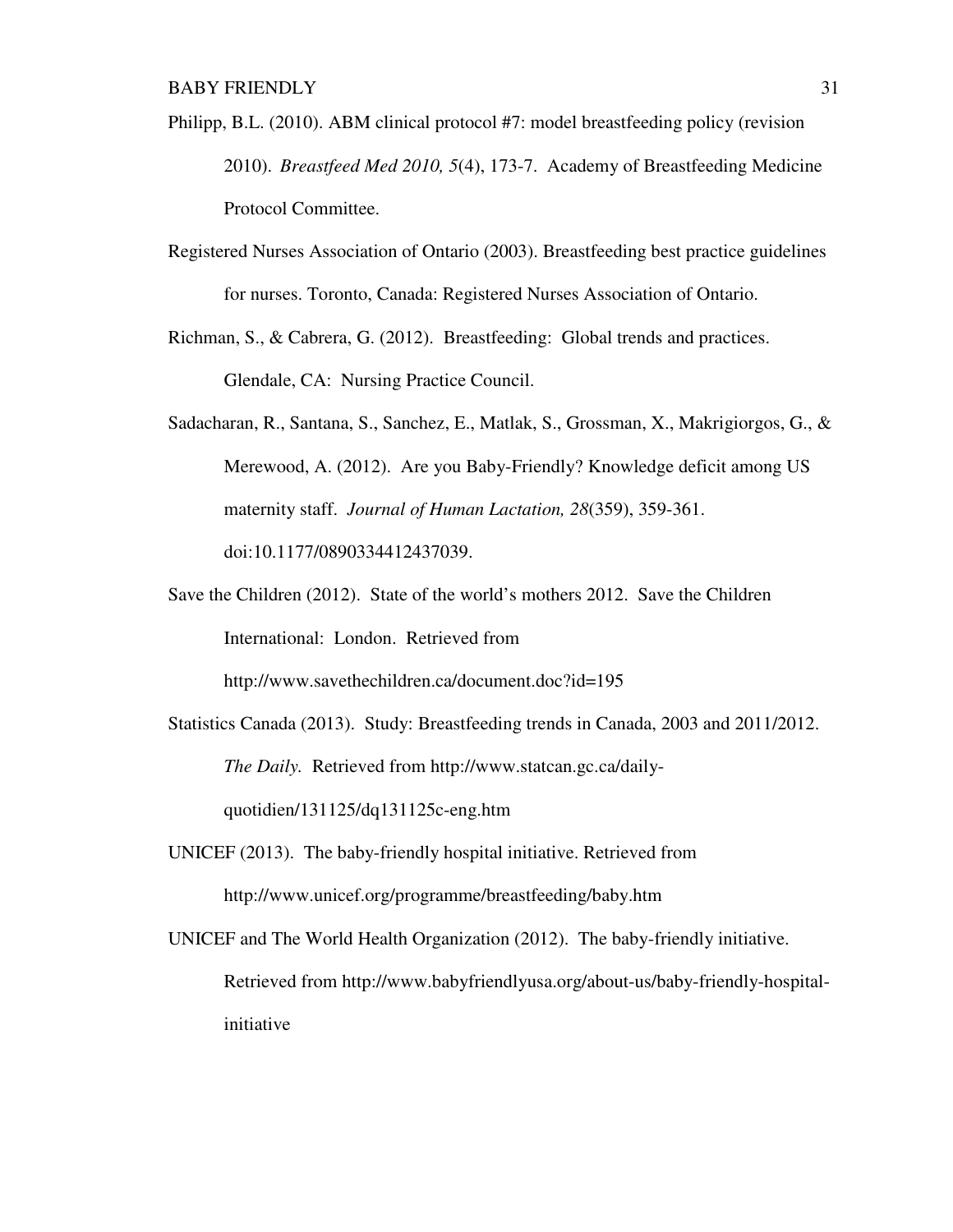Philipp, B.L. (2010). ABM clinical protocol #7: model breastfeeding policy (revision 2010). *Breastfeed Med 2010, 5*(4), 173-7. Academy of Breastfeeding Medicine Protocol Committee.

Registered Nurses Association of Ontario (2003). Breastfeeding best practice guidelines for nurses. Toronto, Canada: Registered Nurses Association of Ontario.

Richman, S., & Cabrera, G. (2012). Breastfeeding: Global trends and practices. Glendale, CA: Nursing Practice Council.

Sadacharan, R., Santana, S., Sanchez, E., Matlak, S., Grossman, X., Makrigiorgos, G., & Merewood, A. (2012). Are you Baby-Friendly? Knowledge deficit among US maternity staff. *Journal of Human Lactation, 28*(359), 359-361. doi:10.1177/0890334412437039.

Save the Children (2012). State of the world's mothers 2012. Save the Children International: London. Retrieved from http://www.savethechildren.ca/document.doc?id=195

Statistics Canada (2013). Study: Breastfeeding trends in Canada, 2003 and 2011/2012. *The Daily.* Retrieved from http://www.statcan.gc.ca/daily-quotidien/131125/dq131125c-eng.htm

UNICEF (2013). The baby-friendly hospital initiative. Retrieved from http://www.unicef.org/programme/breastfeeding/baby.htm

UNICEF and The World Health Organization (2012). The baby-friendly initiative. Retrieved from http://www.babyfriendlyusa.org/about-us/baby-friendly-hospital-initiative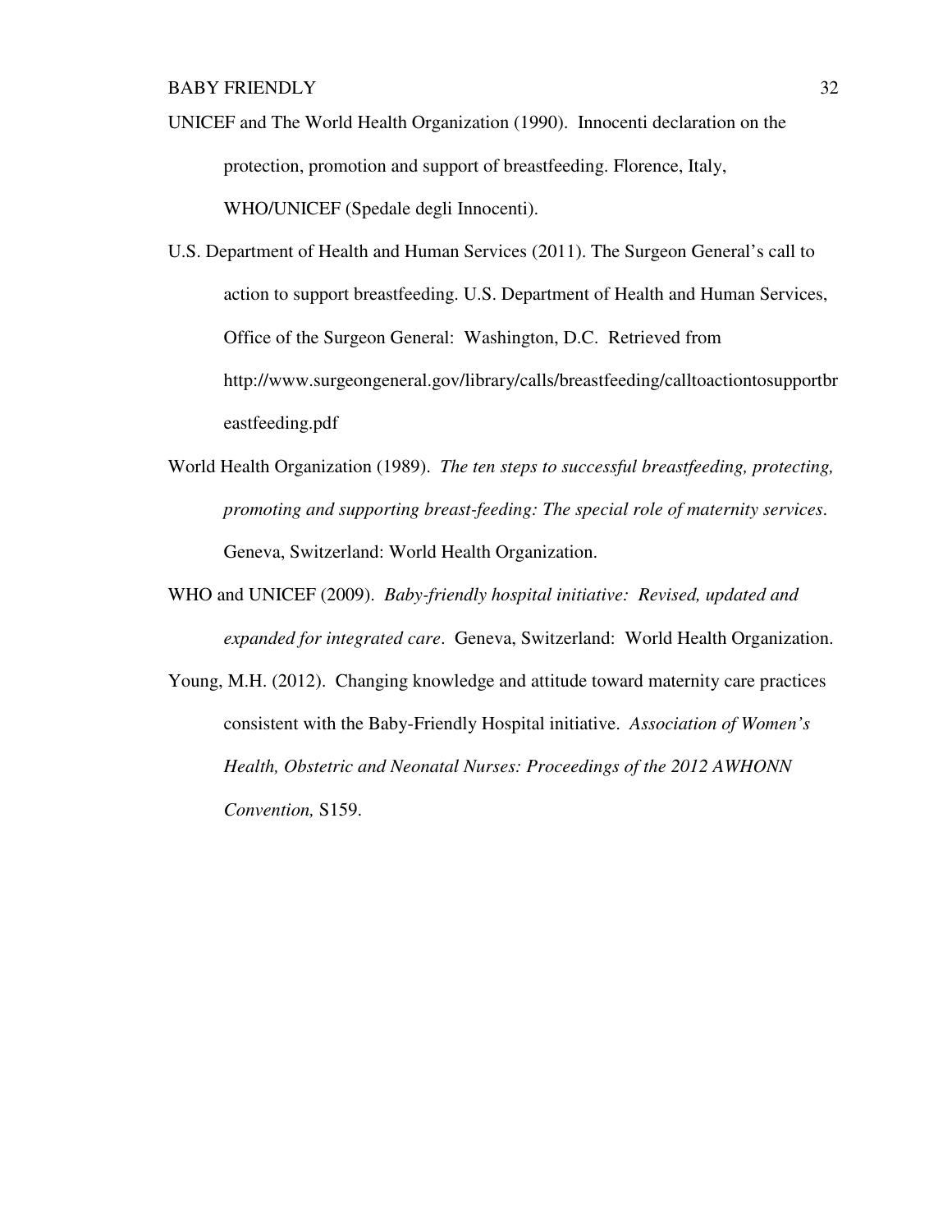UNICEF and The World Health Organization (1990). Innocenti declaration on the protection, promotion and support of breastfeeding. Florence, Italy, WHO/UNICEF (Spedale degli Innocenti).

U.S. Department of Health and Human Services (2011). The Surgeon General's call to action to support breastfeeding. U.S. Department of Health and Human Services, Office of the Surgeon General: Washington, D.C. Retrieved from http://www.surgeongeneral.gov/library/calls/breastfeeding/calltoactiontosupportbreastfeeding.pdf

World Health Organization (1989). *The ten steps to successful breastfeeding, protecting, promoting and supporting breast-feeding: The special role of maternity services*. Geneva, Switzerland: World Health Organization.

WHO and UNICEF (2009). *Baby-friendly hospital initiative: Revised, updated and expanded for integrated care*. Geneva, Switzerland: World Health Organization.

Young, M.H. (2012). Changing knowledge and attitude toward maternity care practices consistent with the Baby-Friendly Hospital initiative. *Association of Women's Health, Obstetric and Neonatal Nurses: Proceedings of the 2012 AWHONN Convention,* S159.